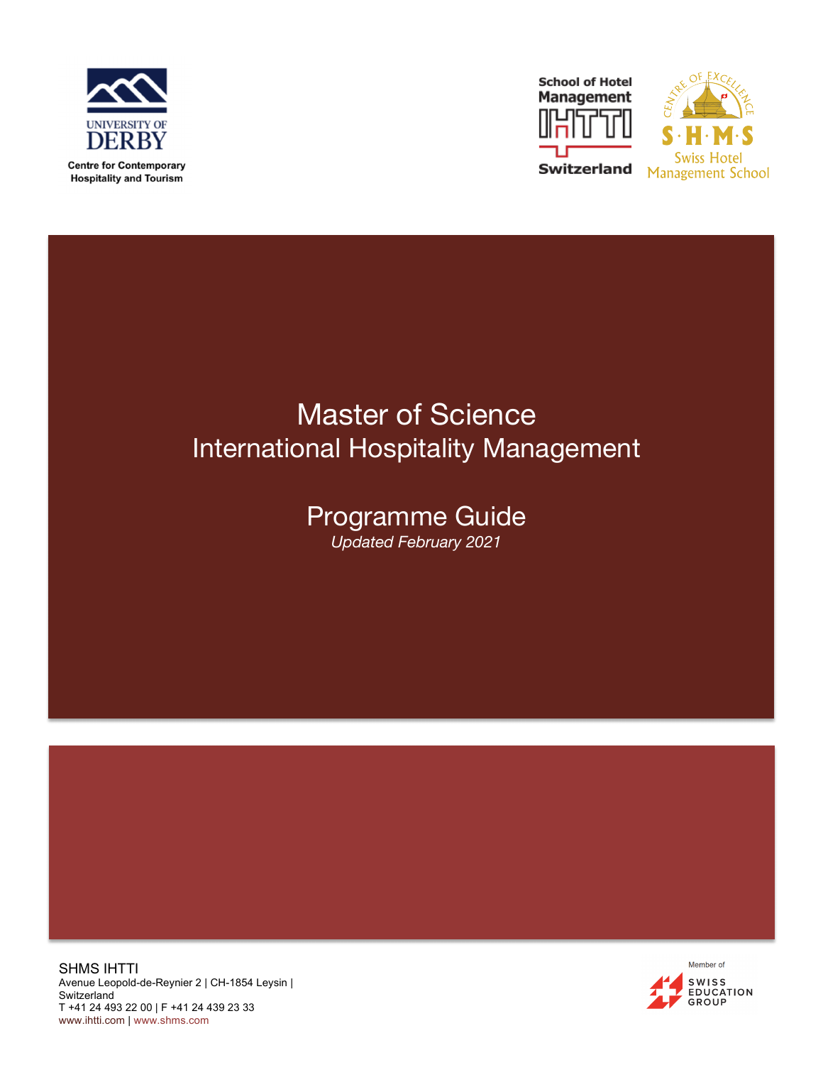UNIVERSITY OF DERBY

Centre for Contemporary Hospitality and Tourism

School of Hotel Management IHTTI Switzerland

CENTRE OF EXCELLENCE S·H·M·S Swiss Hotel Management School

# Master of Science
## International Hospitality Management

## Programme Guide
*Updated February 2021*

SHMS IHTTI
Avenue Leopold-de-Reynier 2 | CH-1854 Leysin | Switzerland
T +41 24 493 22 00 | F +41 24 439 23 33
www.ihtti.com | www.shms.com

Member of SWISS EDUCATION GROUP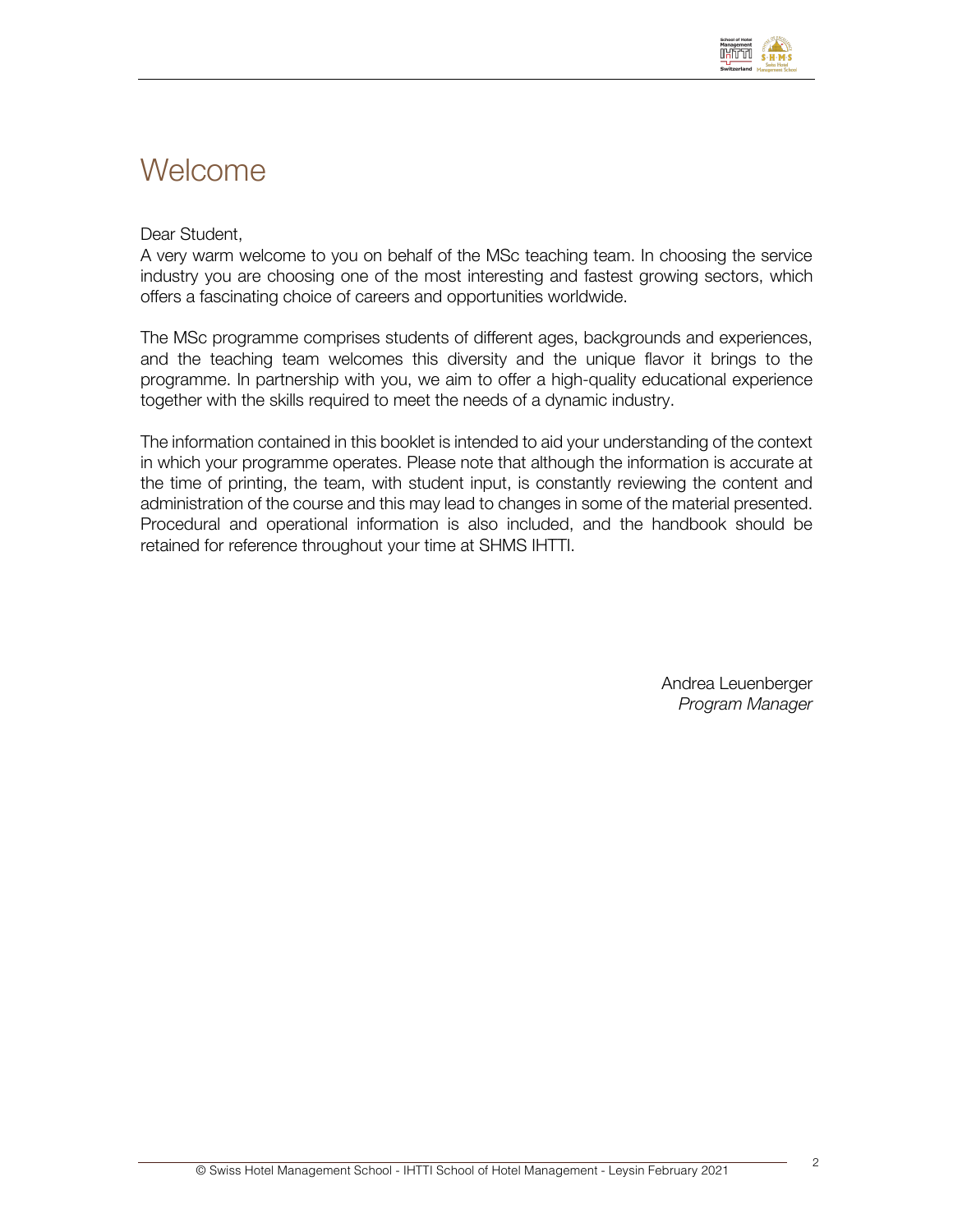# Welcome

Dear Student,
A very warm welcome to you on behalf of the MSc teaching team. In choosing the service industry you are choosing one of the most interesting and fastest growing sectors, which offers a fascinating choice of careers and opportunities worldwide.

The MSc programme comprises students of different ages, backgrounds and experiences, and the teaching team welcomes this diversity and the unique flavor it brings to the programme. In partnership with you, we aim to offer a high-quality educational experience together with the skills required to meet the needs of a dynamic industry.

The information contained in this booklet is intended to aid your understanding of the context in which your programme operates. Please note that although the information is accurate at the time of printing, the team, with student input, is constantly reviewing the content and administration of the course and this may lead to changes in some of the material presented. Procedural and operational information is also included, and the handbook should be retained for reference throughout your time at SHMS IHTTI.

Andrea Leuenberger
*Program Manager*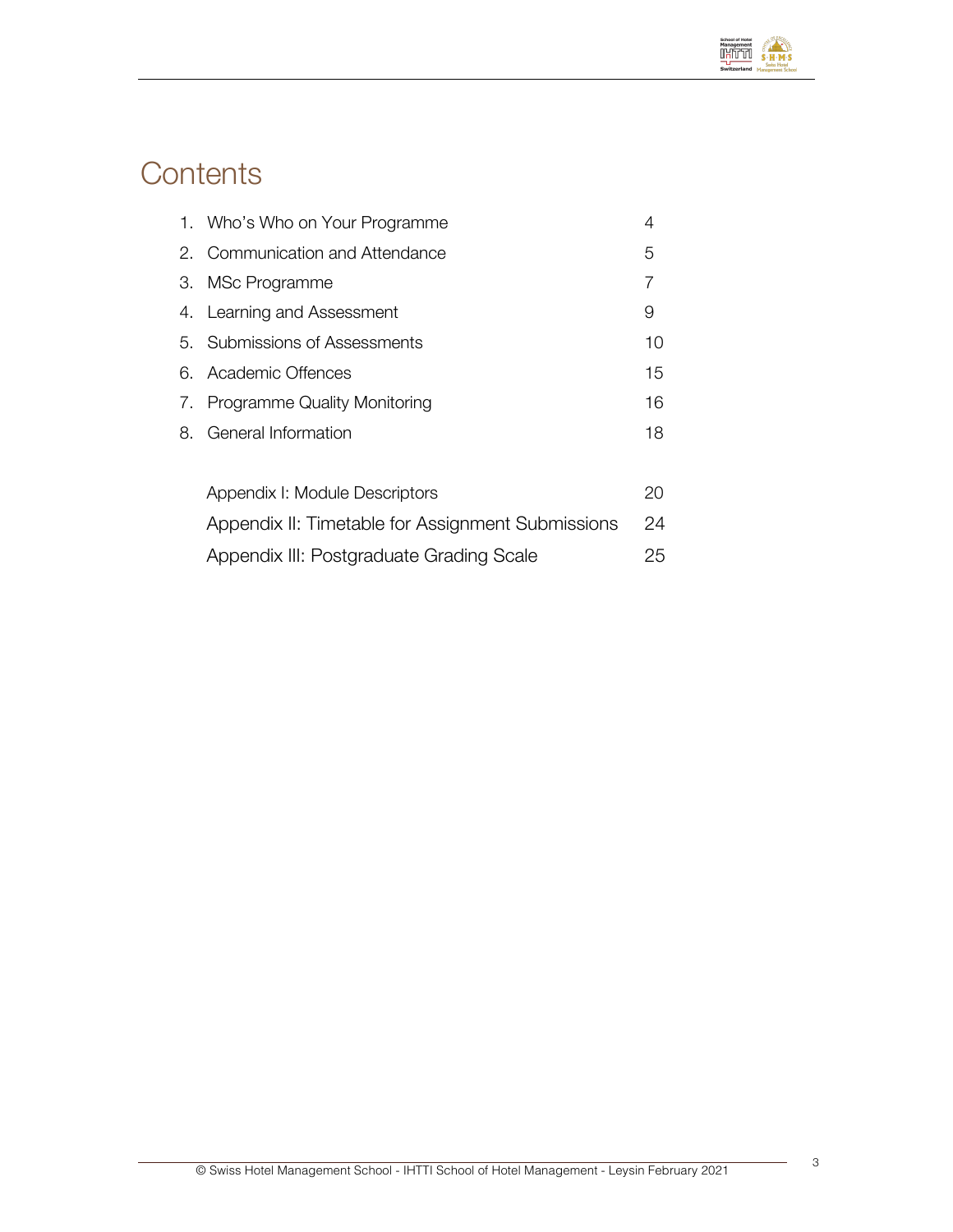# Contents

| | | |
|---|---|---|
| 1. | Who's Who on Your Programme | 4 |
| 2. | Communication and Attendance | 5 |
| 3. | MSc Programme | 7 |
| 4. | Learning and Assessment | 9 |
| 5. | Submissions of Assessments | 10 |
| 6. | Academic Offences | 15 |
| 7. | Programme Quality Monitoring | 16 |
| 8. | General Information | 18 |
| | Appendix I: Module Descriptors | 20 |
| | Appendix II: Timetable for Assignment Submissions | 24 |
| | Appendix III: Postgraduate Grading Scale | 25 |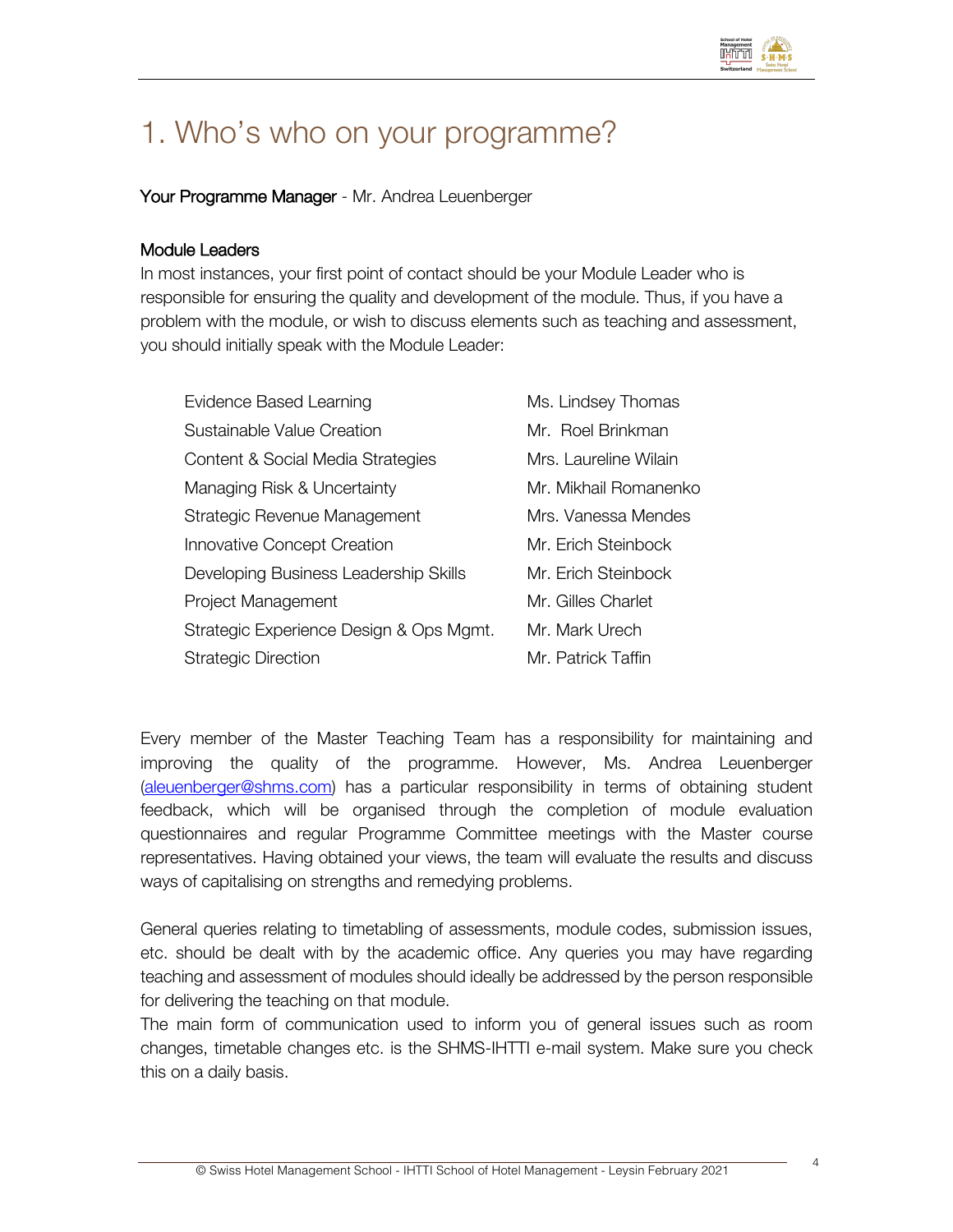# 1. Who's who on your programme?

Your Programme Manager - Mr. Andrea Leuenberger

## Module Leaders

In most instances, your first point of contact should be your Module Leader who is responsible for ensuring the quality and development of the module. Thus, if you have a problem with the module, or wish to discuss elements such as teaching and assessment, you should initially speak with the Module Leader:

| Module | Module Leader |
| --- | --- |
| Evidence Based Learning | Ms. Lindsey Thomas |
| Sustainable Value Creation | Mr. Roel Brinkman |
| Content & Social Media Strategies | Mrs. Laureline Wilain |
| Managing Risk & Uncertainty | Mr. Mikhail Romanenko |
| Strategic Revenue Management | Mrs. Vanessa Mendes |
| Innovative Concept Creation | Mr. Erich Steinbock |
| Developing Business Leadership Skills | Mr. Erich Steinbock |
| Project Management | Mr. Gilles Charlet |
| Strategic Experience Design & Ops Mgmt. | Mr. Mark Urech |
| Strategic Direction | Mr. Patrick Taffin |

Every member of the Master Teaching Team has a responsibility for maintaining and improving the quality of the programme. However, Ms. Andrea Leuenberger (aleuenberger@shms.com) has a particular responsibility in terms of obtaining student feedback, which will be organised through the completion of module evaluation questionnaires and regular Programme Committee meetings with the Master course representatives. Having obtained your views, the team will evaluate the results and discuss ways of capitalising on strengths and remedying problems.

General queries relating to timetabling of assessments, module codes, submission issues, etc. should be dealt with by the academic office. Any queries you may have regarding teaching and assessment of modules should ideally be addressed by the person responsible for delivering the teaching on that module.

The main form of communication used to inform you of general issues such as room changes, timetable changes etc. is the SHMS-IHTTI e-mail system. Make sure you check this on a daily basis.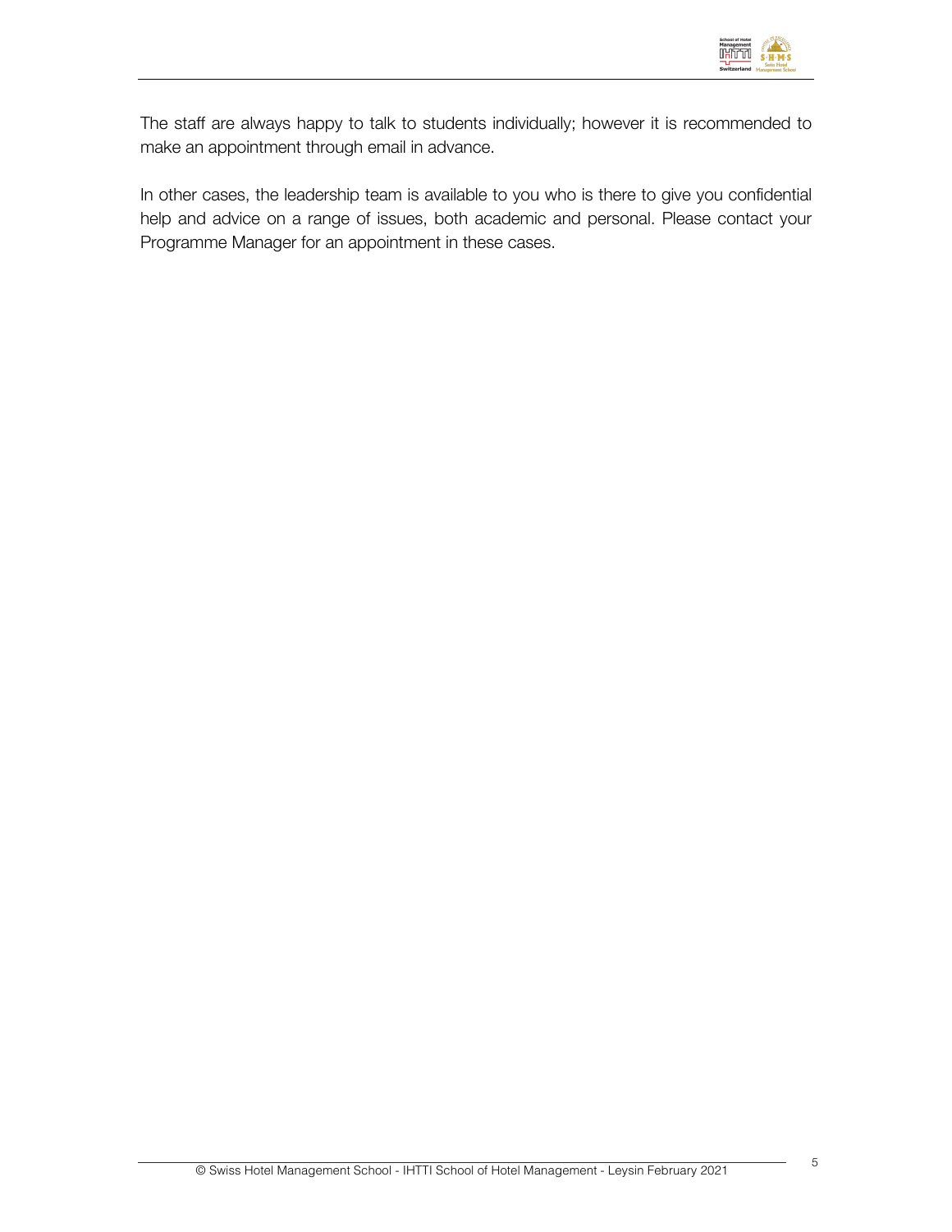The staff are always happy to talk to students individually; however it is recommended to make an appointment through email in advance.

In other cases, the leadership team is available to you who is there to give you confidential help and advice on a range of issues, both academic and personal. Please contact your Programme Manager for an appointment in these cases.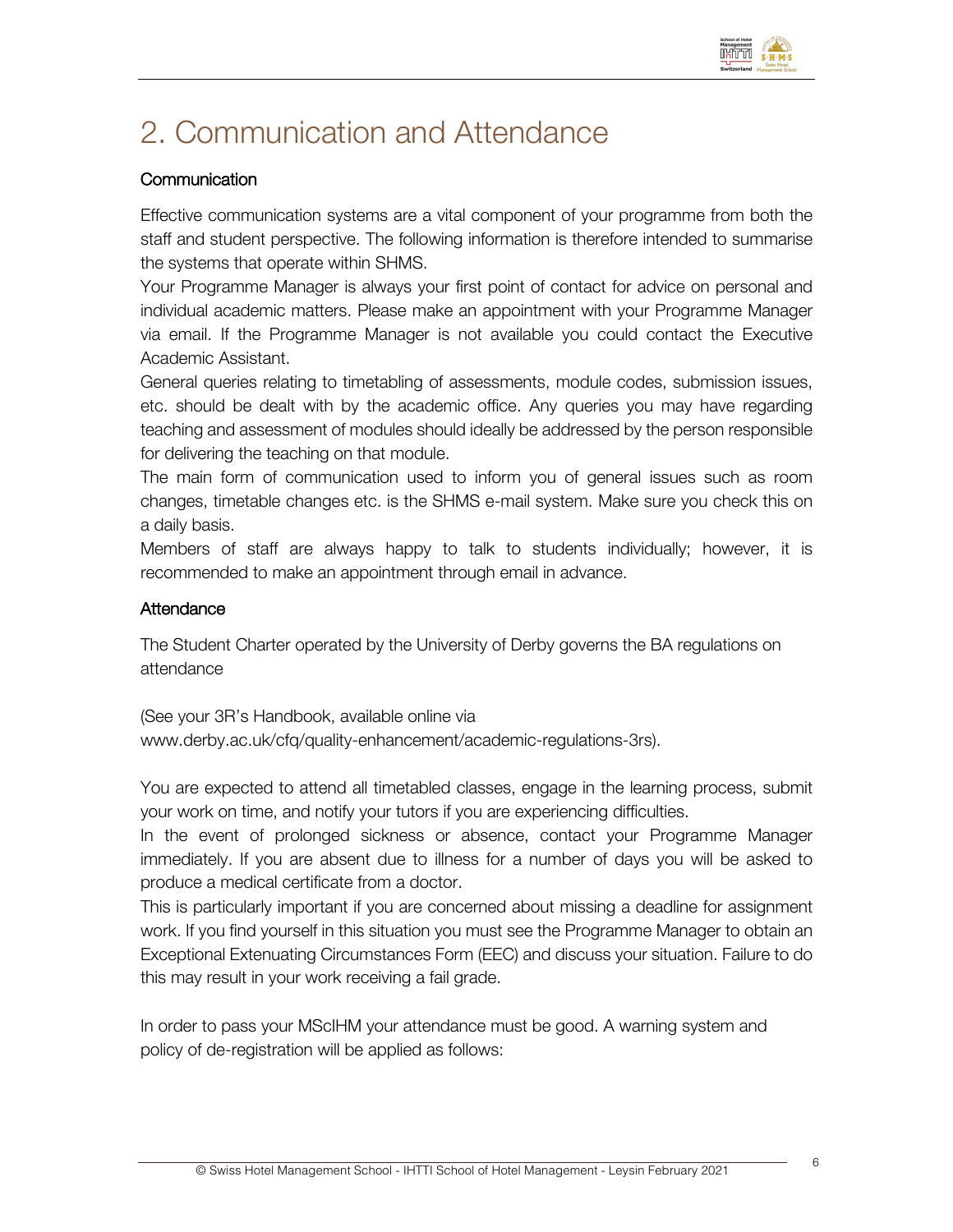# 2. Communication and Attendance

### Communication

Effective communication systems are a vital component of your programme from both the staff and student perspective. The following information is therefore intended to summarise the systems that operate within SHMS.

Your Programme Manager is always your first point of contact for advice on personal and individual academic matters. Please make an appointment with your Programme Manager via email. If the Programme Manager is not available you could contact the Executive Academic Assistant.

General queries relating to timetabling of assessments, module codes, submission issues, etc. should be dealt with by the academic office. Any queries you may have regarding teaching and assessment of modules should ideally be addressed by the person responsible for delivering the teaching on that module.

The main form of communication used to inform you of general issues such as room changes, timetable changes etc. is the SHMS e-mail system. Make sure you check this on a daily basis.

Members of staff are always happy to talk to students individually; however, it is recommended to make an appointment through email in advance.

### Attendance

The Student Charter operated by the University of Derby governs the BA regulations on attendance

(See your 3R's Handbook, available online via www.derby.ac.uk/cfq/quality-enhancement/academic-regulations-3rs).

You are expected to attend all timetabled classes, engage in the learning process, submit your work on time, and notify your tutors if you are experiencing difficulties.

In the event of prolonged sickness or absence, contact your Programme Manager immediately. If you are absent due to illness for a number of days you will be asked to produce a medical certificate from a doctor.

This is particularly important if you are concerned about missing a deadline for assignment work. If you find yourself in this situation you must see the Programme Manager to obtain an Exceptional Extenuating Circumstances Form (EEC) and discuss your situation. Failure to do this may result in your work receiving a fail grade.

In order to pass your MScIHM your attendance must be good. A warning system and policy of de-registration will be applied as follows: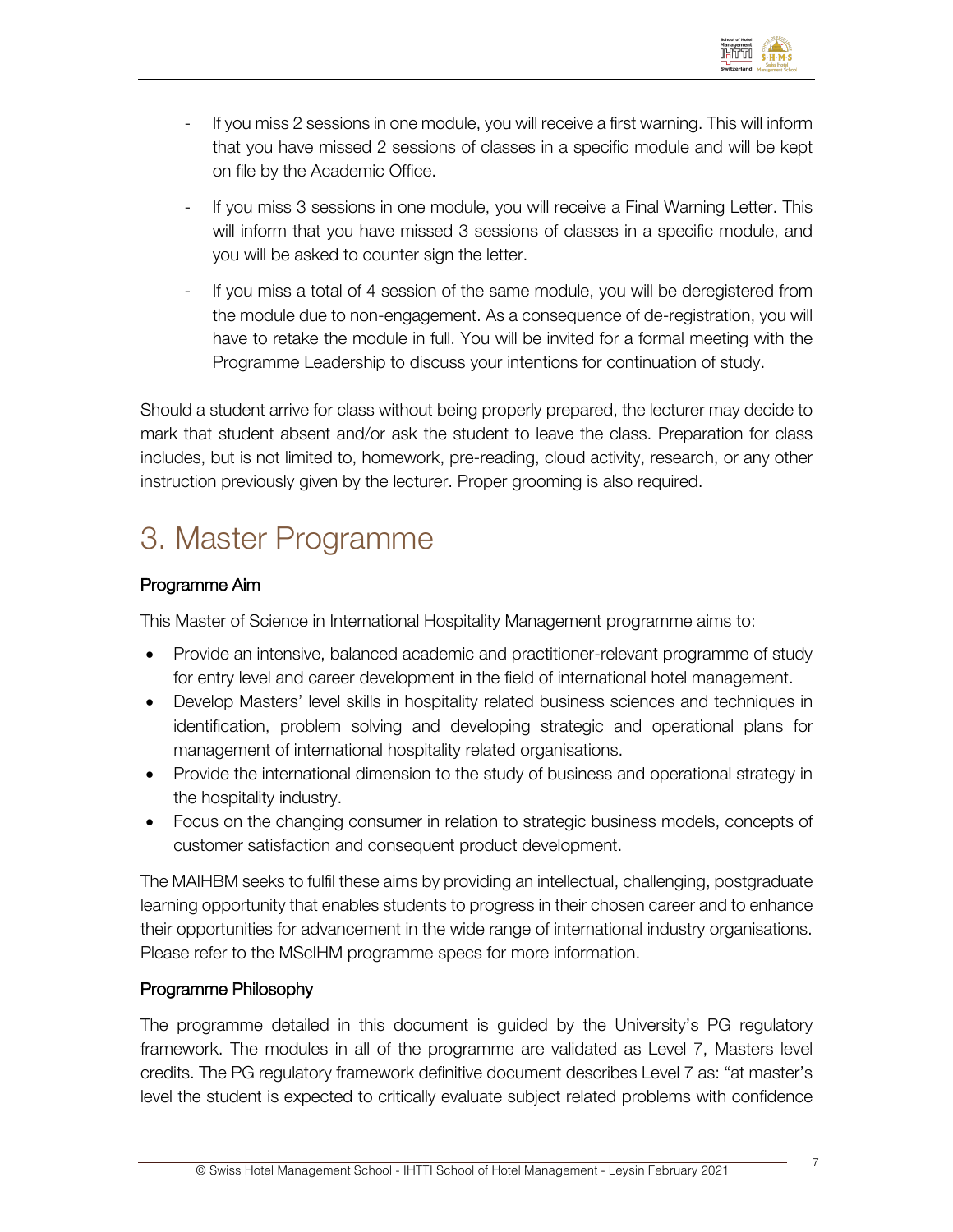- If you miss 2 sessions in one module, you will receive a first warning. This will inform that you have missed 2 sessions of classes in a specific module and will be kept on file by the Academic Office.
- If you miss 3 sessions in one module, you will receive a Final Warning Letter. This will inform that you have missed 3 sessions of classes in a specific module, and you will be asked to counter sign the letter.
- If you miss a total of 4 session of the same module, you will be deregistered from the module due to non-engagement. As a consequence of de-registration, you will have to retake the module in full. You will be invited for a formal meeting with the Programme Leadership to discuss your intentions for continuation of study.

Should a student arrive for class without being properly prepared, the lecturer may decide to mark that student absent and/or ask the student to leave the class. Preparation for class includes, but is not limited to, homework, pre-reading, cloud activity, research, or any other instruction previously given by the lecturer. Proper grooming is also required.

# 3. Master Programme

### Programme Aim

This Master of Science in International Hospitality Management programme aims to:

- Provide an intensive, balanced academic and practitioner-relevant programme of study for entry level and career development in the field of international hotel management.
- Develop Masters' level skills in hospitality related business sciences and techniques in identification, problem solving and developing strategic and operational plans for management of international hospitality related organisations.
- Provide the international dimension to the study of business and operational strategy in the hospitality industry.
- Focus on the changing consumer in relation to strategic business models, concepts of customer satisfaction and consequent product development.

The MAIHBM seeks to fulfil these aims by providing an intellectual, challenging, postgraduate learning opportunity that enables students to progress in their chosen career and to enhance their opportunities for advancement in the wide range of international industry organisations. Please refer to the MScIHM programme specs for more information.

### Programme Philosophy

The programme detailed in this document is guided by the University's PG regulatory framework. The modules in all of the programme are validated as Level 7, Masters level credits. The PG regulatory framework definitive document describes Level 7 as: "at master's level the student is expected to critically evaluate subject related problems with confidence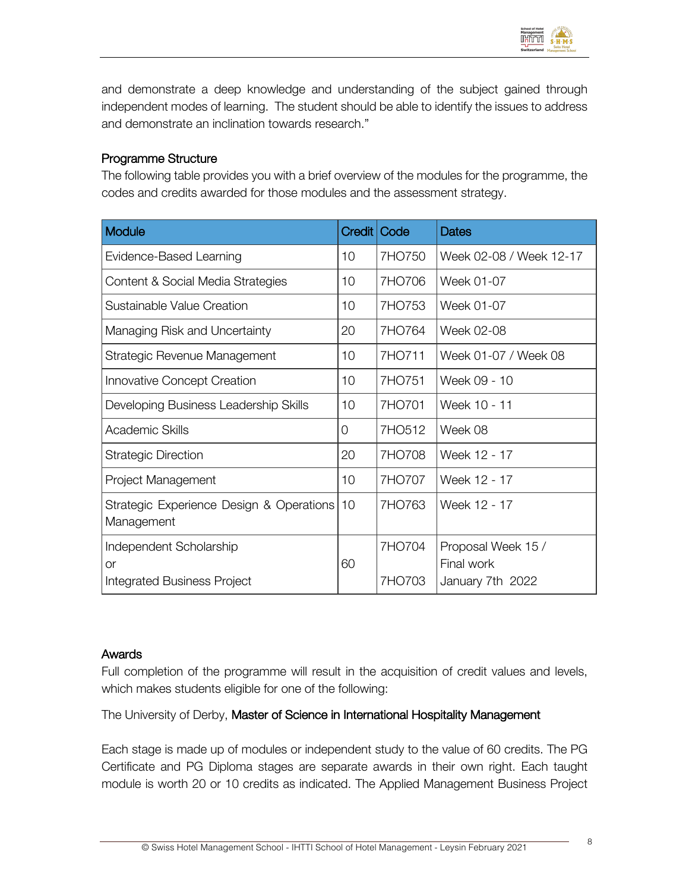and demonstrate a deep knowledge and understanding of the subject gained through independent modes of learning. The student should be able to identify the issues to address and demonstrate an inclination towards research."

## Programme Structure

The following table provides you with a brief overview of the modules for the programme, the codes and credits awarded for those modules and the assessment strategy.

| Module | Credit | Code | Dates |
|---|---|---|---|
| Evidence-Based Learning | 10 | 7HO750 | Week 02-08 / Week 12-17 |
| Content & Social Media Strategies | 10 | 7HO706 | Week 01-07 |
| Sustainable Value Creation | 10 | 7HO753 | Week 01-07 |
| Managing Risk and Uncertainty | 20 | 7HO764 | Week 02-08 |
| Strategic Revenue Management | 10 | 7HO711 | Week 01-07 / Week 08 |
| Innovative Concept Creation | 10 | 7HO751 | Week 09 - 10 |
| Developing Business Leadership Skills | 10 | 7HO701 | Week 10 - 11 |
| Academic Skills | 0 | 7HO512 | Week 08 |
| Strategic Direction | 20 | 7HO708 | Week 12 - 17 |
| Project Management | 10 | 7HO707 | Week 12 - 17 |
| Strategic Experience Design & Operations Management | 10 | 7HO763 | Week 12 - 17 |
| Independent Scholarship or Integrated Business Project | 60 | 7HO704 / 7HO703 | Proposal Week 15 / Final work January 7th 2022 |

## Awards

Full completion of the programme will result in the acquisition of credit values and levels, which makes students eligible for one of the following:

The University of Derby, **Master of Science in International Hospitality Management**

Each stage is made up of modules or independent study to the value of 60 credits. The PG Certificate and PG Diploma stages are separate awards in their own right. Each taught module is worth 20 or 10 credits as indicated. The Applied Management Business Project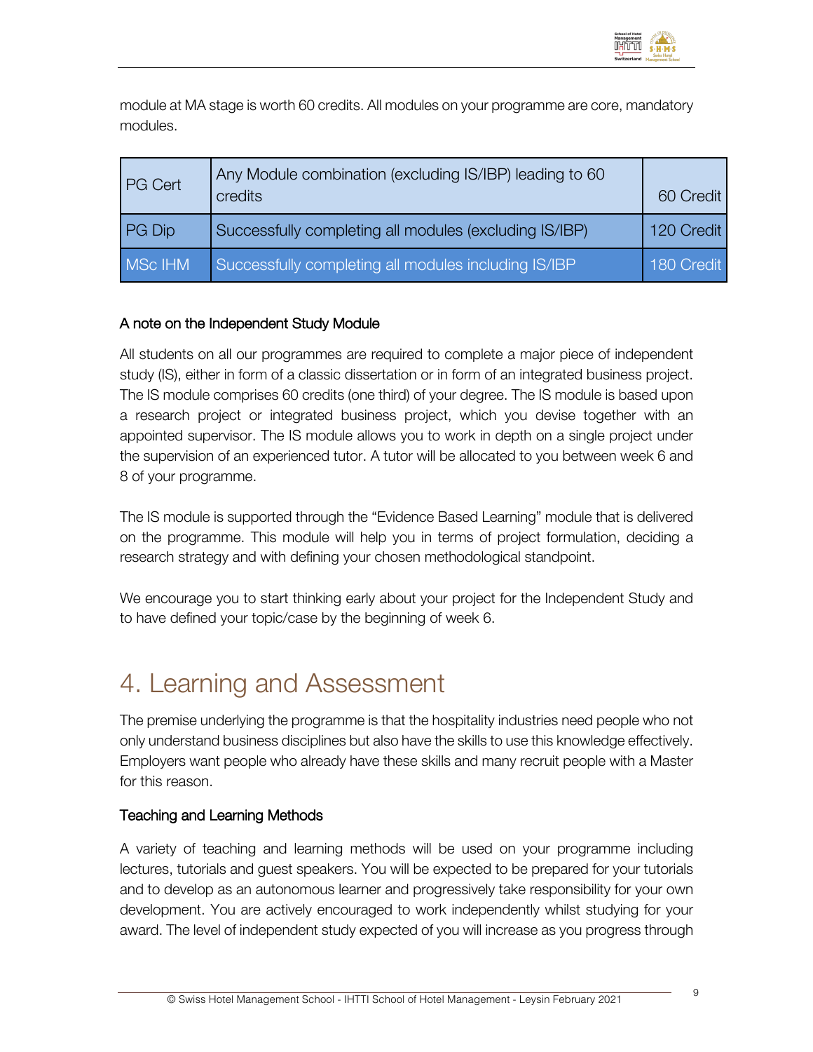module at MA stage is worth 60 credits. All modules on your programme are core, mandatory modules.

| PG Cert | Any Module combination (excluding IS/IBP) leading to 60 credits | 60 Credit |
|---|---|---|
| PG Dip | Successfully completing all modules (excluding IS/IBP) | 120 Credit |
| MSc IHM | Successfully completing all modules including IS/IBP | 180 Credit |

### A note on the Independent Study Module

All students on all our programmes are required to complete a major piece of independent study (IS), either in form of a classic dissertation or in form of an integrated business project. The IS module comprises 60 credits (one third) of your degree. The IS module is based upon a research project or integrated business project, which you devise together with an appointed supervisor. The IS module allows you to work in depth on a single project under the supervision of an experienced tutor. A tutor will be allocated to you between week 6 and 8 of your programme.

The IS module is supported through the "Evidence Based Learning" module that is delivered on the programme. This module will help you in terms of project formulation, deciding a research strategy and with defining your chosen methodological standpoint.

We encourage you to start thinking early about your project for the Independent Study and to have defined your topic/case by the beginning of week 6.

# 4. Learning and Assessment

The premise underlying the programme is that the hospitality industries need people who not only understand business disciplines but also have the skills to use this knowledge effectively. Employers want people who already have these skills and many recruit people with a Master for this reason.

### Teaching and Learning Methods

A variety of teaching and learning methods will be used on your programme including lectures, tutorials and guest speakers. You will be expected to be prepared for your tutorials and to develop as an autonomous learner and progressively take responsibility for your own development. You are actively encouraged to work independently whilst studying for your award. The level of independent study expected of you will increase as you progress through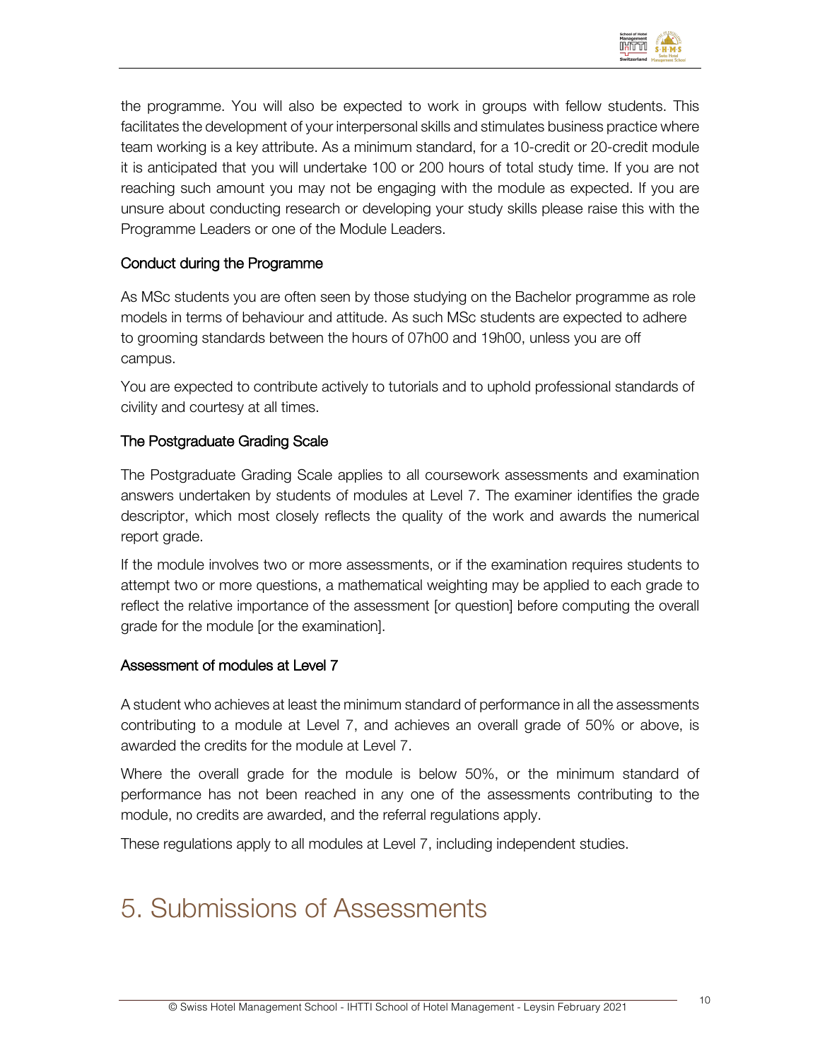the programme. You will also be expected to work in groups with fellow students. This facilitates the development of your interpersonal skills and stimulates business practice where team working is a key attribute. As a minimum standard, for a 10-credit or 20-credit module it is anticipated that you will undertake 100 or 200 hours of total study time. If you are not reaching such amount you may not be engaging with the module as expected. If you are unsure about conducting research or developing your study skills please raise this with the Programme Leaders or one of the Module Leaders.

### Conduct during the Programme

As MSc students you are often seen by those studying on the Bachelor programme as role models in terms of behaviour and attitude. As such MSc students are expected to adhere to grooming standards between the hours of 07h00 and 19h00, unless you are off campus.

You are expected to contribute actively to tutorials and to uphold professional standards of civility and courtesy at all times.

### The Postgraduate Grading Scale

The Postgraduate Grading Scale applies to all coursework assessments and examination answers undertaken by students of modules at Level 7. The examiner identifies the grade descriptor, which most closely reflects the quality of the work and awards the numerical report grade.

If the module involves two or more assessments, or if the examination requires students to attempt two or more questions, a mathematical weighting may be applied to each grade to reflect the relative importance of the assessment [or question] before computing the overall grade for the module [or the examination].

### Assessment of modules at Level 7

A student who achieves at least the minimum standard of performance in all the assessments contributing to a module at Level 7, and achieves an overall grade of 50% or above, is awarded the credits for the module at Level 7.

Where the overall grade for the module is below 50%, or the minimum standard of performance has not been reached in any one of the assessments contributing to the module, no credits are awarded, and the referral regulations apply.

These regulations apply to all modules at Level 7, including independent studies.

# 5. Submissions of Assessments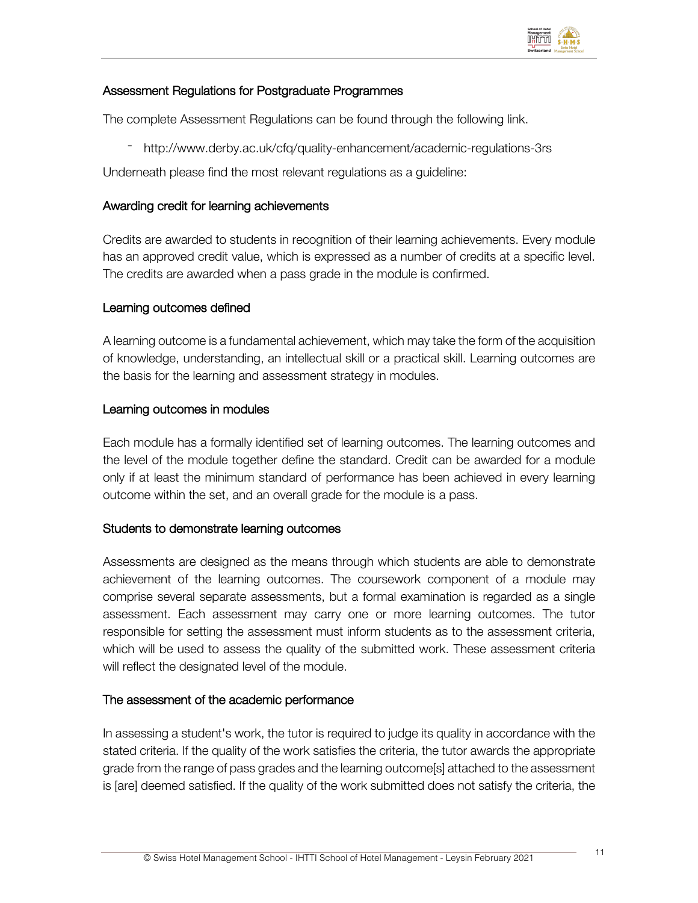## Assessment Regulations for Postgraduate Programmes

The complete Assessment Regulations can be found through the following link.

- http://www.derby.ac.uk/cfq/quality-enhancement/academic-regulations-3rs

Underneath please find the most relevant regulations as a guideline:

### Awarding credit for learning achievements

Credits are awarded to students in recognition of their learning achievements. Every module has an approved credit value, which is expressed as a number of credits at a specific level. The credits are awarded when a pass grade in the module is confirmed.

### Learning outcomes defined

A learning outcome is a fundamental achievement, which may take the form of the acquisition of knowledge, understanding, an intellectual skill or a practical skill. Learning outcomes are the basis for the learning and assessment strategy in modules.

### Learning outcomes in modules

Each module has a formally identified set of learning outcomes. The learning outcomes and the level of the module together define the standard. Credit can be awarded for a module only if at least the minimum standard of performance has been achieved in every learning outcome within the set, and an overall grade for the module is a pass.

### Students to demonstrate learning outcomes

Assessments are designed as the means through which students are able to demonstrate achievement of the learning outcomes. The coursework component of a module may comprise several separate assessments, but a formal examination is regarded as a single assessment. Each assessment may carry one or more learning outcomes. The tutor responsible for setting the assessment must inform students as to the assessment criteria, which will be used to assess the quality of the submitted work. These assessment criteria will reflect the designated level of the module.

### The assessment of the academic performance

In assessing a student's work, the tutor is required to judge its quality in accordance with the stated criteria. If the quality of the work satisfies the criteria, the tutor awards the appropriate grade from the range of pass grades and the learning outcome[s] attached to the assessment is [are] deemed satisfied. If the quality of the work submitted does not satisfy the criteria, the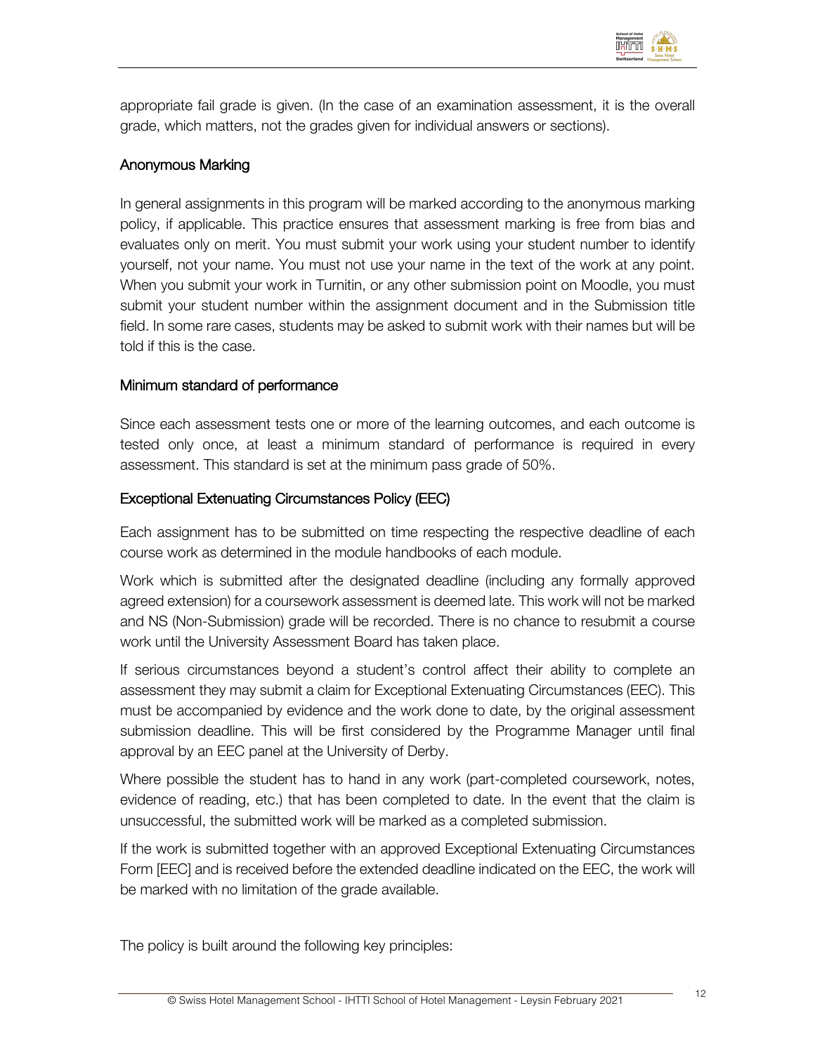appropriate fail grade is given. (In the case of an examination assessment, it is the overall grade, which matters, not the grades given for individual answers or sections).

### Anonymous Marking

In general assignments in this program will be marked according to the anonymous marking policy, if applicable. This practice ensures that assessment marking is free from bias and evaluates only on merit. You must submit your work using your student number to identify yourself, not your name. You must not use your name in the text of the work at any point. When you submit your work in Turnitin, or any other submission point on Moodle, you must submit your student number within the assignment document and in the Submission title field. In some rare cases, students may be asked to submit work with their names but will be told if this is the case.

### Minimum standard of performance

Since each assessment tests one or more of the learning outcomes, and each outcome is tested only once, at least a minimum standard of performance is required in every assessment. This standard is set at the minimum pass grade of 50%.

### Exceptional Extenuating Circumstances Policy (EEC)

Each assignment has to be submitted on time respecting the respective deadline of each course work as determined in the module handbooks of each module.

Work which is submitted after the designated deadline (including any formally approved agreed extension) for a coursework assessment is deemed late. This work will not be marked and NS (Non-Submission) grade will be recorded. There is no chance to resubmit a course work until the University Assessment Board has taken place.

If serious circumstances beyond a student's control affect their ability to complete an assessment they may submit a claim for Exceptional Extenuating Circumstances (EEC). This must be accompanied by evidence and the work done to date, by the original assessment submission deadline. This will be first considered by the Programme Manager until final approval by an EEC panel at the University of Derby.

Where possible the student has to hand in any work (part-completed coursework, notes, evidence of reading, etc.) that has been completed to date. In the event that the claim is unsuccessful, the submitted work will be marked as a completed submission.

If the work is submitted together with an approved Exceptional Extenuating Circumstances Form [EEC] and is received before the extended deadline indicated on the EEC, the work will be marked with no limitation of the grade available.

The policy is built around the following key principles: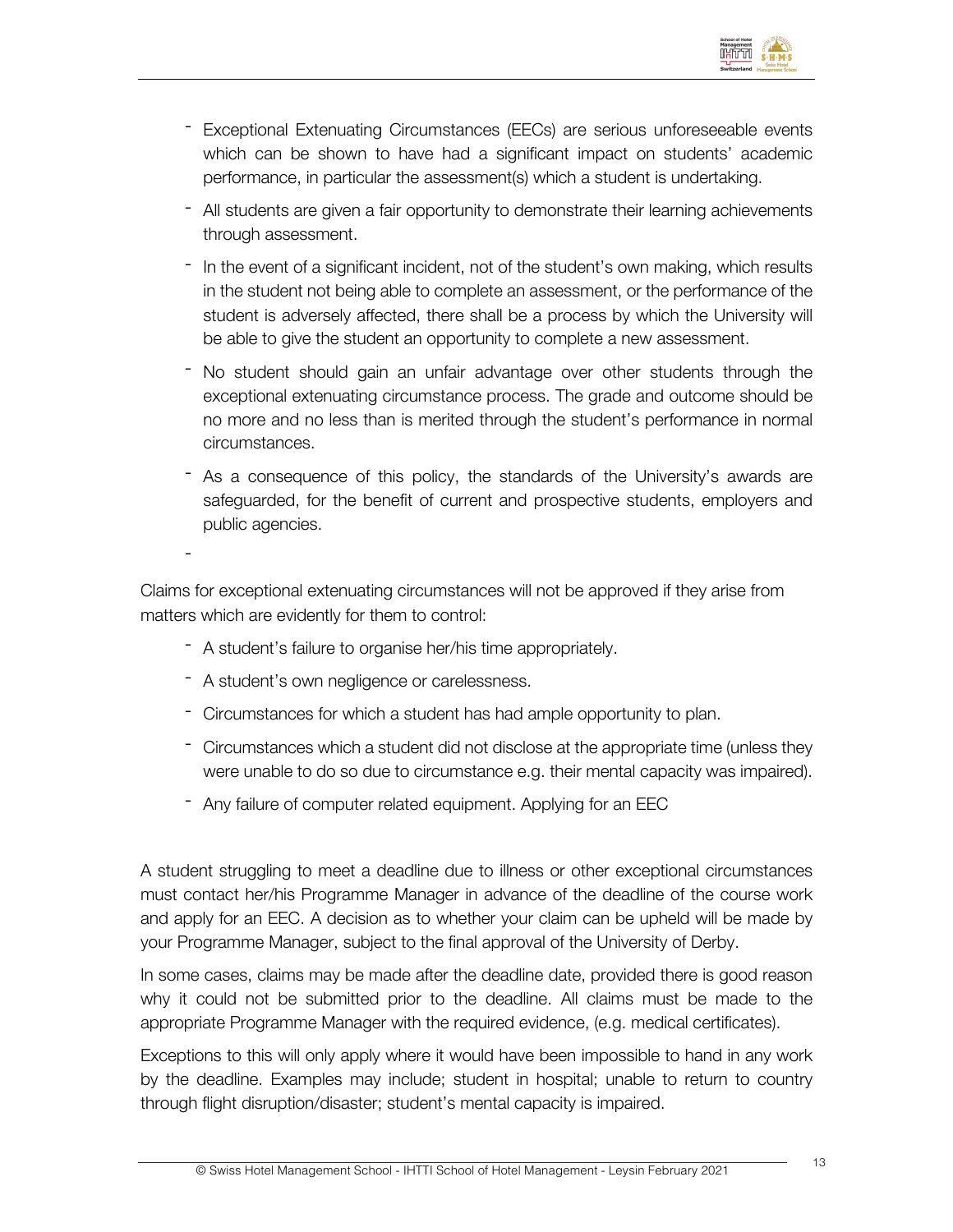- Exceptional Extenuating Circumstances (EECs) are serious unforeseeable events which can be shown to have had a significant impact on students' academic performance, in particular the assessment(s) which a student is undertaking.
- All students are given a fair opportunity to demonstrate their learning achievements through assessment.
- In the event of a significant incident, not of the student's own making, which results in the student not being able to complete an assessment, or the performance of the student is adversely affected, there shall be a process by which the University will be able to give the student an opportunity to complete a new assessment.
- No student should gain an unfair advantage over other students through the exceptional extenuating circumstance process. The grade and outcome should be no more and no less than is merited through the student's performance in normal circumstances.
- As a consequence of this policy, the standards of the University's awards are safeguarded, for the benefit of current and prospective students, employers and public agencies.
-

Claims for exceptional extenuating circumstances will not be approved if they arise from matters which are evidently for them to control:

- A student's failure to organise her/his time appropriately.
- A student's own negligence or carelessness.
- Circumstances for which a student has had ample opportunity to plan.
- Circumstances which a student did not disclose at the appropriate time (unless they were unable to do so due to circumstance e.g. their mental capacity was impaired).
- Any failure of computer related equipment. Applying for an EEC

A student struggling to meet a deadline due to illness or other exceptional circumstances must contact her/his Programme Manager in advance of the deadline of the course work and apply for an EEC. A decision as to whether your claim can be upheld will be made by your Programme Manager, subject to the final approval of the University of Derby.

In some cases, claims may be made after the deadline date, provided there is good reason why it could not be submitted prior to the deadline. All claims must be made to the appropriate Programme Manager with the required evidence, (e.g. medical certificates).

Exceptions to this will only apply where it would have been impossible to hand in any work by the deadline. Examples may include; student in hospital; unable to return to country through flight disruption/disaster; student's mental capacity is impaired.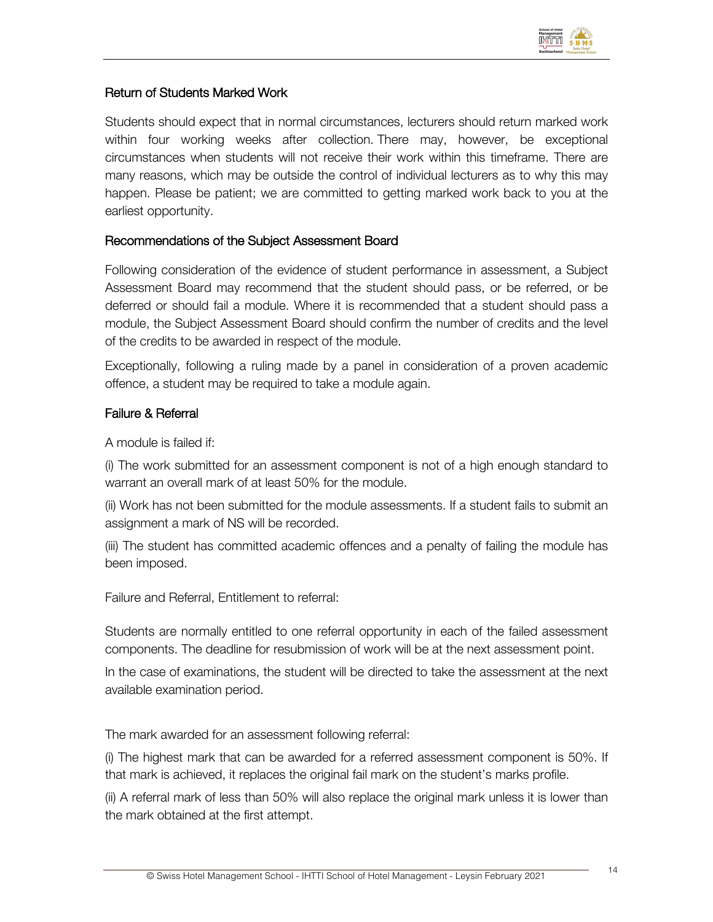## Return of Students Marked Work

Students should expect that in normal circumstances, lecturers should return marked work within four working weeks after collection. There may, however, be exceptional circumstances when students will not receive their work within this timeframe. There are many reasons, which may be outside the control of individual lecturers as to why this may happen. Please be patient; we are committed to getting marked work back to you at the earliest opportunity.

## Recommendations of the Subject Assessment Board

Following consideration of the evidence of student performance in assessment, a Subject Assessment Board may recommend that the student should pass, or be referred, or be deferred or should fail a module. Where it is recommended that a student should pass a module, the Subject Assessment Board should confirm the number of credits and the level of the credits to be awarded in respect of the module.

Exceptionally, following a ruling made by a panel in consideration of a proven academic offence, a student may be required to take a module again.

## Failure & Referral

A module is failed if:

(i) The work submitted for an assessment component is not of a high enough standard to warrant an overall mark of at least 50% for the module.

(ii) Work has not been submitted for the module assessments. If a student fails to submit an assignment a mark of NS will be recorded.

(iii) The student has committed academic offences and a penalty of failing the module has been imposed.

Failure and Referral, Entitlement to referral:

Students are normally entitled to one referral opportunity in each of the failed assessment components. The deadline for resubmission of work will be at the next assessment point.

In the case of examinations, the student will be directed to take the assessment at the next available examination period.

The mark awarded for an assessment following referral:

(i) The highest mark that can be awarded for a referred assessment component is 50%. If that mark is achieved, it replaces the original fail mark on the student's marks profile.

(ii) A referral mark of less than 50% will also replace the original mark unless it is lower than the mark obtained at the first attempt.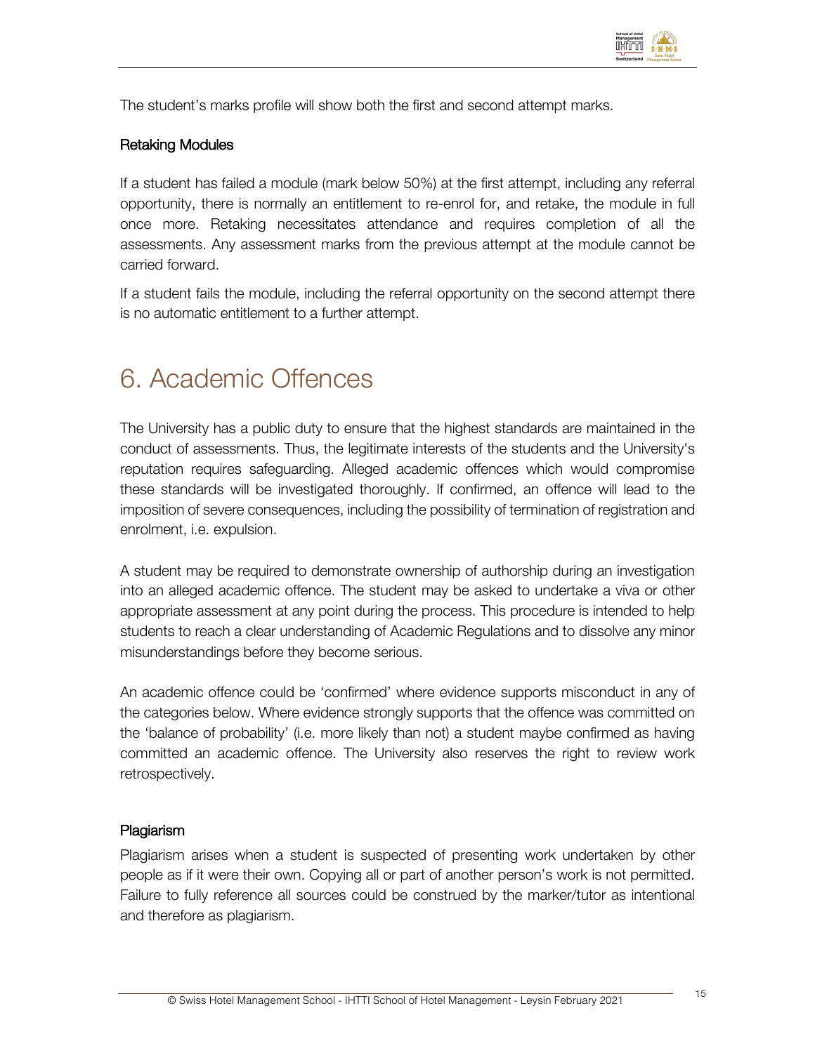The student's marks profile will show both the first and second attempt marks.

### Retaking Modules

If a student has failed a module (mark below 50%) at the first attempt, including any referral opportunity, there is normally an entitlement to re-enrol for, and retake, the module in full once more. Retaking necessitates attendance and requires completion of all the assessments. Any assessment marks from the previous attempt at the module cannot be carried forward.

If a student fails the module, including the referral opportunity on the second attempt there is no automatic entitlement to a further attempt.

# 6. Academic Offences

The University has a public duty to ensure that the highest standards are maintained in the conduct of assessments. Thus, the legitimate interests of the students and the University's reputation requires safeguarding. Alleged academic offences which would compromise these standards will be investigated thoroughly. If confirmed, an offence will lead to the imposition of severe consequences, including the possibility of termination of registration and enrolment, i.e. expulsion.

A student may be required to demonstrate ownership of authorship during an investigation into an alleged academic offence. The student may be asked to undertake a viva or other appropriate assessment at any point during the process. This procedure is intended to help students to reach a clear understanding of Academic Regulations and to dissolve any minor misunderstandings before they become serious.

An academic offence could be 'confirmed' where evidence supports misconduct in any of the categories below. Where evidence strongly supports that the offence was committed on the 'balance of probability' (i.e. more likely than not) a student maybe confirmed as having committed an academic offence. The University also reserves the right to review work retrospectively.

### Plagiarism

Plagiarism arises when a student is suspected of presenting work undertaken by other people as if it were their own. Copying all or part of another person's work is not permitted. Failure to fully reference all sources could be construed by the marker/tutor as intentional and therefore as plagiarism.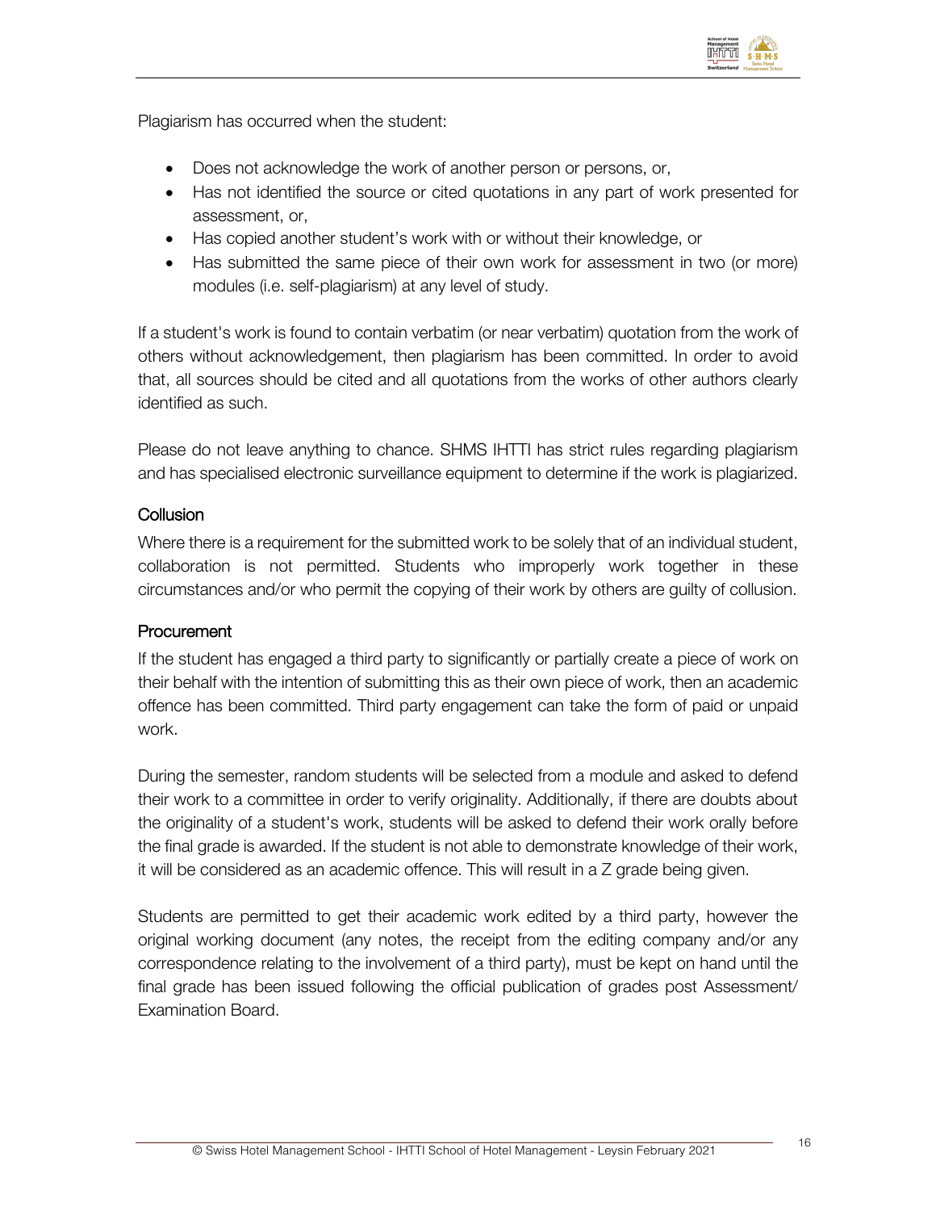Plagiarism has occurred when the student:

- Does not acknowledge the work of another person or persons, or,
- Has not identified the source or cited quotations in any part of work presented for assessment, or,
- Has copied another student's work with or without their knowledge, or
- Has submitted the same piece of their own work for assessment in two (or more) modules (i.e. self-plagiarism) at any level of study.

If a student's work is found to contain verbatim (or near verbatim) quotation from the work of others without acknowledgement, then plagiarism has been committed. In order to avoid that, all sources should be cited and all quotations from the works of other authors clearly identified as such.

Please do not leave anything to chance. SHMS IHTTI has strict rules regarding plagiarism and has specialised electronic surveillance equipment to determine if the work is plagiarized.

### Collusion

Where there is a requirement for the submitted work to be solely that of an individual student, collaboration is not permitted. Students who improperly work together in these circumstances and/or who permit the copying of their work by others are guilty of collusion.

### Procurement

If the student has engaged a third party to significantly or partially create a piece of work on their behalf with the intention of submitting this as their own piece of work, then an academic offence has been committed. Third party engagement can take the form of paid or unpaid work.

During the semester, random students will be selected from a module and asked to defend their work to a committee in order to verify originality. Additionally, if there are doubts about the originality of a student's work, students will be asked to defend their work orally before the final grade is awarded. If the student is not able to demonstrate knowledge of their work, it will be considered as an academic offence. This will result in a Z grade being given.

Students are permitted to get their academic work edited by a third party, however the original working document (any notes, the receipt from the editing company and/or any correspondence relating to the involvement of a third party), must be kept on hand until the final grade has been issued following the official publication of grades post Assessment/ Examination Board.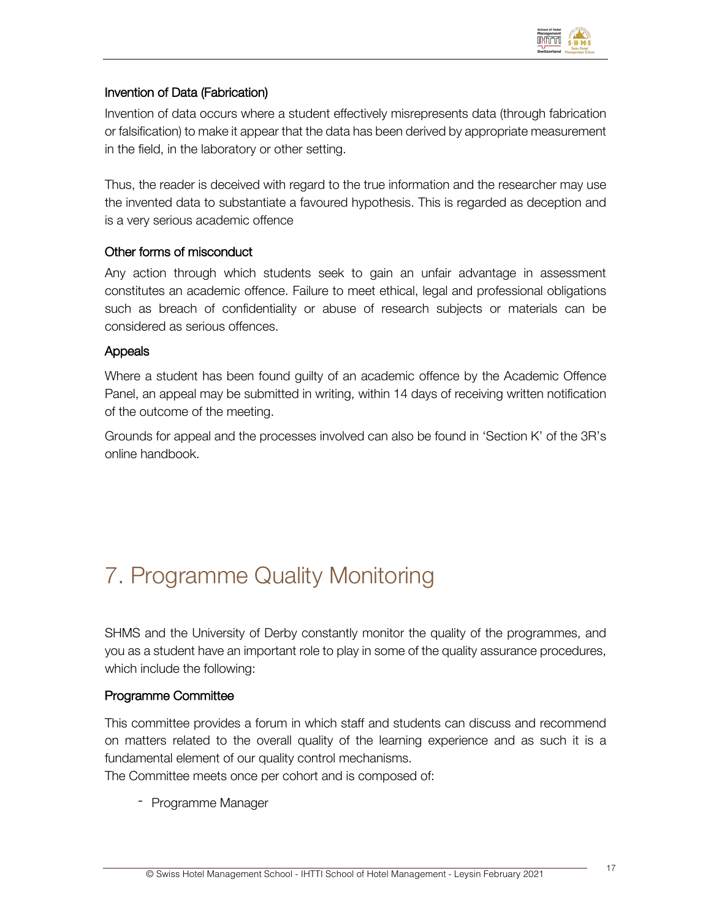### Invention of Data (Fabrication)

Invention of data occurs where a student effectively misrepresents data (through fabrication or falsification) to make it appear that the data has been derived by appropriate measurement in the field, in the laboratory or other setting.

Thus, the reader is deceived with regard to the true information and the researcher may use the invented data to substantiate a favoured hypothesis. This is regarded as deception and is a very serious academic offence

### Other forms of misconduct

Any action through which students seek to gain an unfair advantage in assessment constitutes an academic offence. Failure to meet ethical, legal and professional obligations such as breach of confidentiality or abuse of research subjects or materials can be considered as serious offences.

### Appeals

Where a student has been found guilty of an academic offence by the Academic Offence Panel, an appeal may be submitted in writing, within 14 days of receiving written notification of the outcome of the meeting.

Grounds for appeal and the processes involved can also be found in 'Section K' of the 3R's online handbook.

# 7. Programme Quality Monitoring

SHMS and the University of Derby constantly monitor the quality of the programmes, and you as a student have an important role to play in some of the quality assurance procedures, which include the following:

### Programme Committee

This committee provides a forum in which staff and students can discuss and recommend on matters related to the overall quality of the learning experience and as such it is a fundamental element of our quality control mechanisms.
The Committee meets once per cohort and is composed of:

- Programme Manager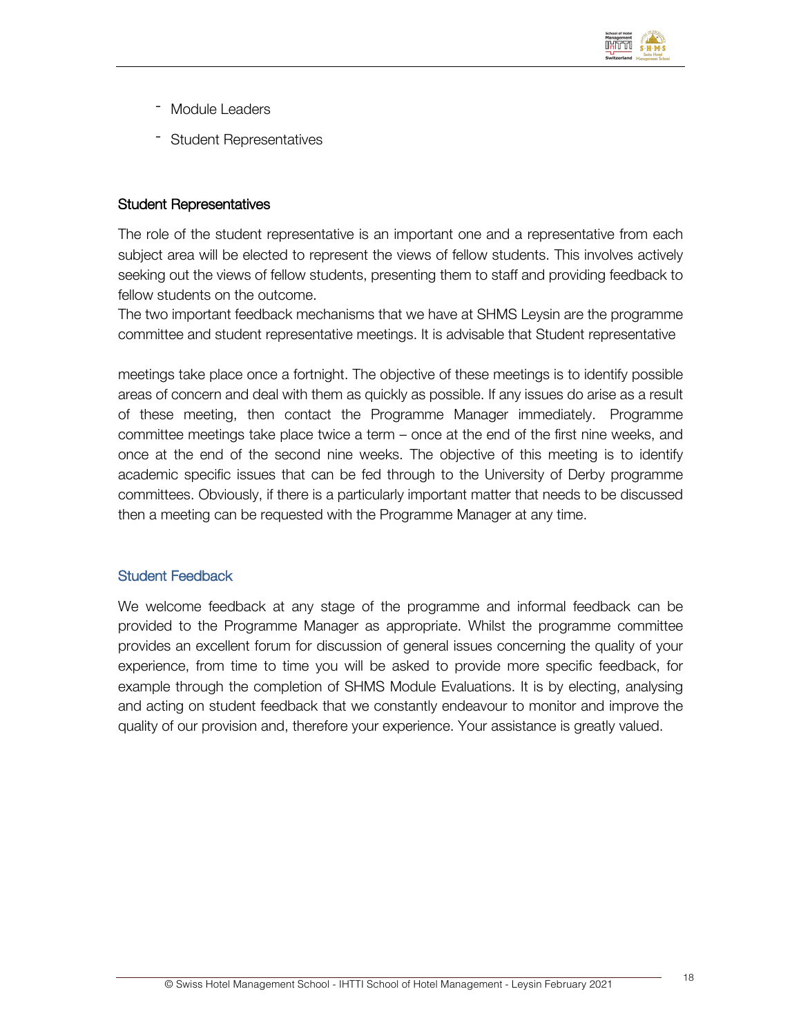- Module Leaders
- Student Representatives

### Student Representatives

The role of the student representative is an important one and a representative from each subject area will be elected to represent the views of fellow students. This involves actively seeking out the views of fellow students, presenting them to staff and providing feedback to fellow students on the outcome.
The two important feedback mechanisms that we have at SHMS Leysin are the programme committee and student representative meetings. It is advisable that Student representative

meetings take place once a fortnight. The objective of these meetings is to identify possible areas of concern and deal with them as quickly as possible. If any issues do arise as a result of these meeting, then contact the Programme Manager immediately. Programme committee meetings take place twice a term – once at the end of the first nine weeks, and once at the end of the second nine weeks. The objective of this meeting is to identify academic specific issues that can be fed through to the University of Derby programme committees. Obviously, if there is a particularly important matter that needs to be discussed then a meeting can be requested with the Programme Manager at any time.

### Student Feedback

We welcome feedback at any stage of the programme and informal feedback can be provided to the Programme Manager as appropriate. Whilst the programme committee provides an excellent forum for discussion of general issues concerning the quality of your experience, from time to time you will be asked to provide more specific feedback, for example through the completion of SHMS Module Evaluations. It is by electing, analysing and acting on student feedback that we constantly endeavour to monitor and improve the quality of our provision and, therefore your experience. Your assistance is greatly valued.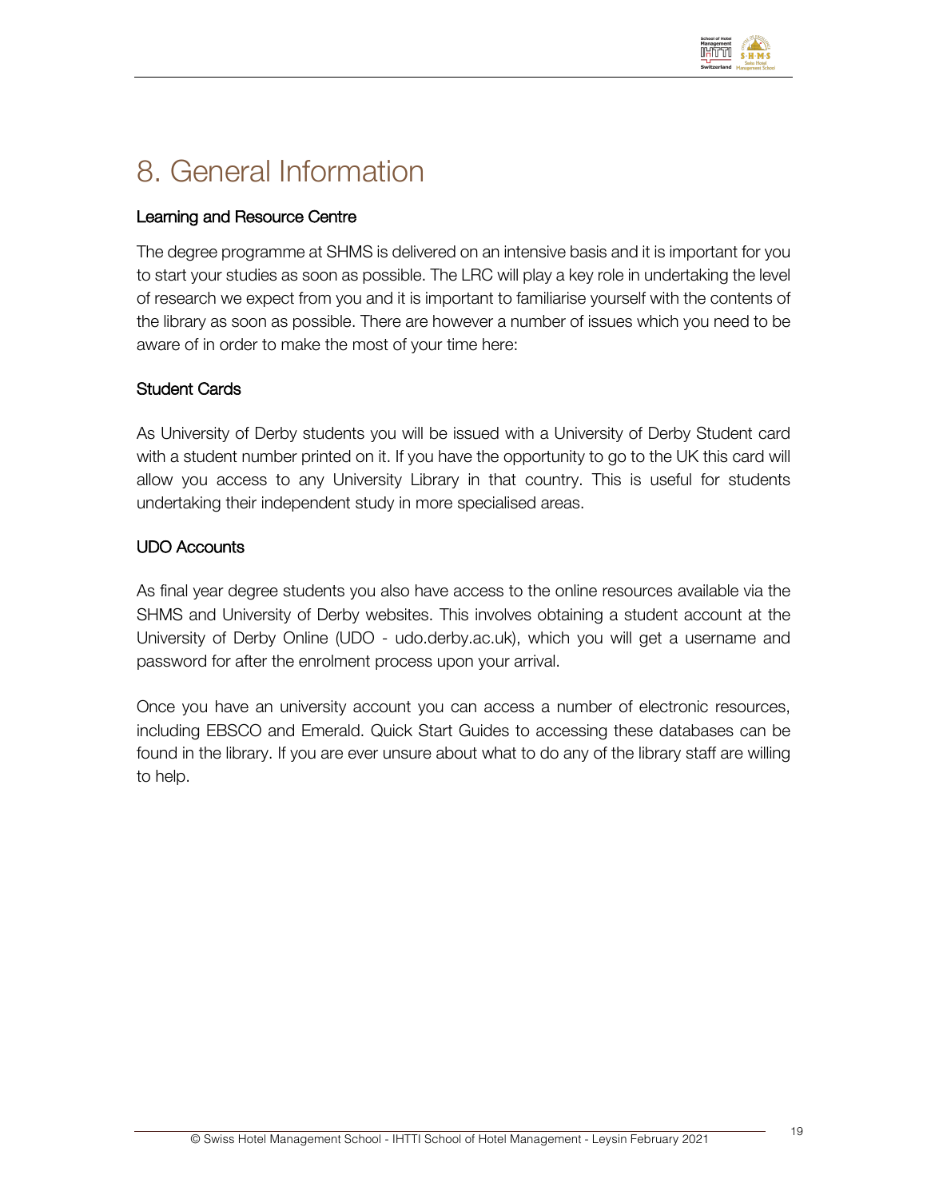# 8. General Information

### Learning and Resource Centre

The degree programme at SHMS is delivered on an intensive basis and it is important for you to start your studies as soon as possible. The LRC will play a key role in undertaking the level of research we expect from you and it is important to familiarise yourself with the contents of the library as soon as possible. There are however a number of issues which you need to be aware of in order to make the most of your time here:

### Student Cards

As University of Derby students you will be issued with a University of Derby Student card with a student number printed on it. If you have the opportunity to go to the UK this card will allow you access to any University Library in that country. This is useful for students undertaking their independent study in more specialised areas.

### UDO Accounts

As final year degree students you also have access to the online resources available via the SHMS and University of Derby websites. This involves obtaining a student account at the University of Derby Online (UDO - udo.derby.ac.uk), which you will get a username and password for after the enrolment process upon your arrival.

Once you have an university account you can access a number of electronic resources, including EBSCO and Emerald. Quick Start Guides to accessing these databases can be found in the library. If you are ever unsure about what to do any of the library staff are willing to help.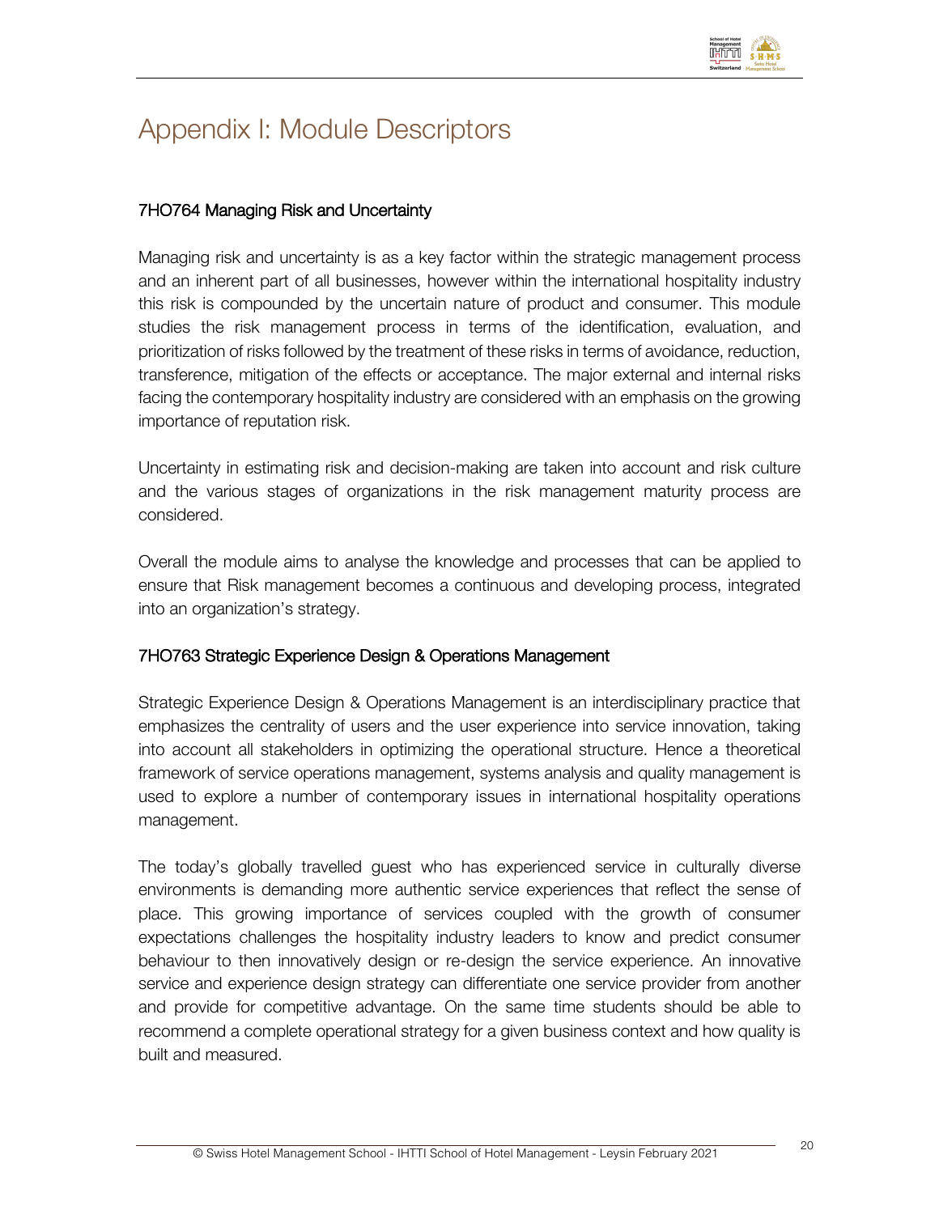# Appendix I: Module Descriptors

### 7HO764 Managing Risk and Uncertainty

Managing risk and uncertainty is as a key factor within the strategic management process and an inherent part of all businesses, however within the international hospitality industry this risk is compounded by the uncertain nature of product and consumer. This module studies the risk management process in terms of the identification, evaluation, and prioritization of risks followed by the treatment of these risks in terms of avoidance, reduction, transference, mitigation of the effects or acceptance. The major external and internal risks facing the contemporary hospitality industry are considered with an emphasis on the growing importance of reputation risk.

Uncertainty in estimating risk and decision-making are taken into account and risk culture and the various stages of organizations in the risk management maturity process are considered.

Overall the module aims to analyse the knowledge and processes that can be applied to ensure that Risk management becomes a continuous and developing process, integrated into an organization's strategy.

### 7HO763 Strategic Experience Design & Operations Management

Strategic Experience Design & Operations Management is an interdisciplinary practice that emphasizes the centrality of users and the user experience into service innovation, taking into account all stakeholders in optimizing the operational structure. Hence a theoretical framework of service operations management, systems analysis and quality management is used to explore a number of contemporary issues in international hospitality operations management.

The today's globally travelled guest who has experienced service in culturally diverse environments is demanding more authentic service experiences that reflect the sense of place. This growing importance of services coupled with the growth of consumer expectations challenges the hospitality industry leaders to know and predict consumer behaviour to then innovatively design or re-design the service experience. An innovative service and experience design strategy can differentiate one service provider from another and provide for competitive advantage. On the same time students should be able to recommend a complete operational strategy for a given business context and how quality is built and measured.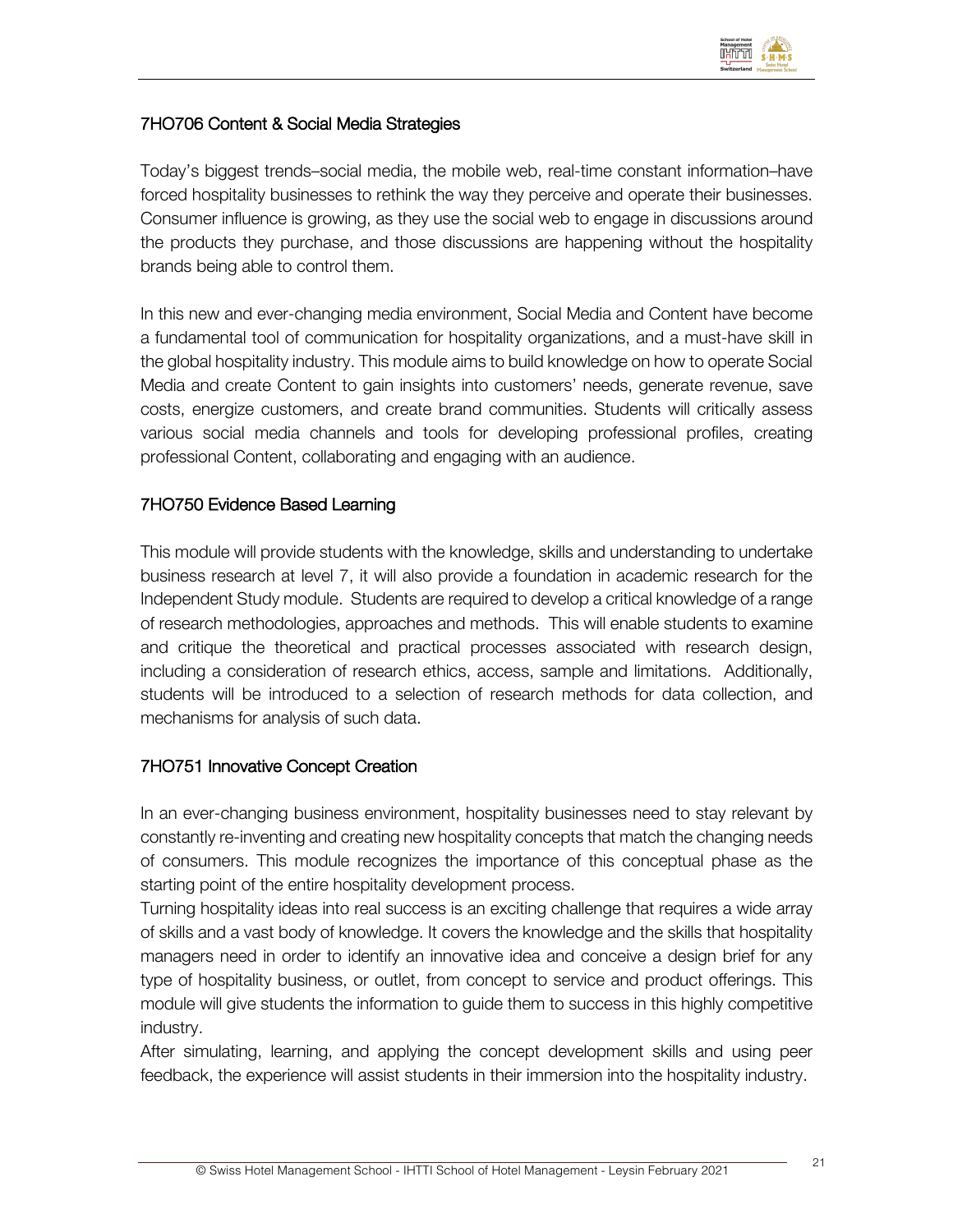## 7HO706 Content & Social Media Strategies

Today's biggest trends–social media, the mobile web, real-time constant information–have forced hospitality businesses to rethink the way they perceive and operate their businesses. Consumer influence is growing, as they use the social web to engage in discussions around the products they purchase, and those discussions are happening without the hospitality brands being able to control them.

In this new and ever-changing media environment, Social Media and Content have become a fundamental tool of communication for hospitality organizations, and a must-have skill in the global hospitality industry. This module aims to build knowledge on how to operate Social Media and create Content to gain insights into customers' needs, generate revenue, save costs, energize customers, and create brand communities. Students will critically assess various social media channels and tools for developing professional profiles, creating professional Content, collaborating and engaging with an audience.

## 7HO750 Evidence Based Learning

This module will provide students with the knowledge, skills and understanding to undertake business research at level 7, it will also provide a foundation in academic research for the Independent Study module. Students are required to develop a critical knowledge of a range of research methodologies, approaches and methods. This will enable students to examine and critique the theoretical and practical processes associated with research design, including a consideration of research ethics, access, sample and limitations. Additionally, students will be introduced to a selection of research methods for data collection, and mechanisms for analysis of such data.

## 7HO751 Innovative Concept Creation

In an ever-changing business environment, hospitality businesses need to stay relevant by constantly re-inventing and creating new hospitality concepts that match the changing needs of consumers. This module recognizes the importance of this conceptual phase as the starting point of the entire hospitality development process.

Turning hospitality ideas into real success is an exciting challenge that requires a wide array of skills and a vast body of knowledge. It covers the knowledge and the skills that hospitality managers need in order to identify an innovative idea and conceive a design brief for any type of hospitality business, or outlet, from concept to service and product offerings. This module will give students the information to guide them to success in this highly competitive industry.

After simulating, learning, and applying the concept development skills and using peer feedback, the experience will assist students in their immersion into the hospitality industry.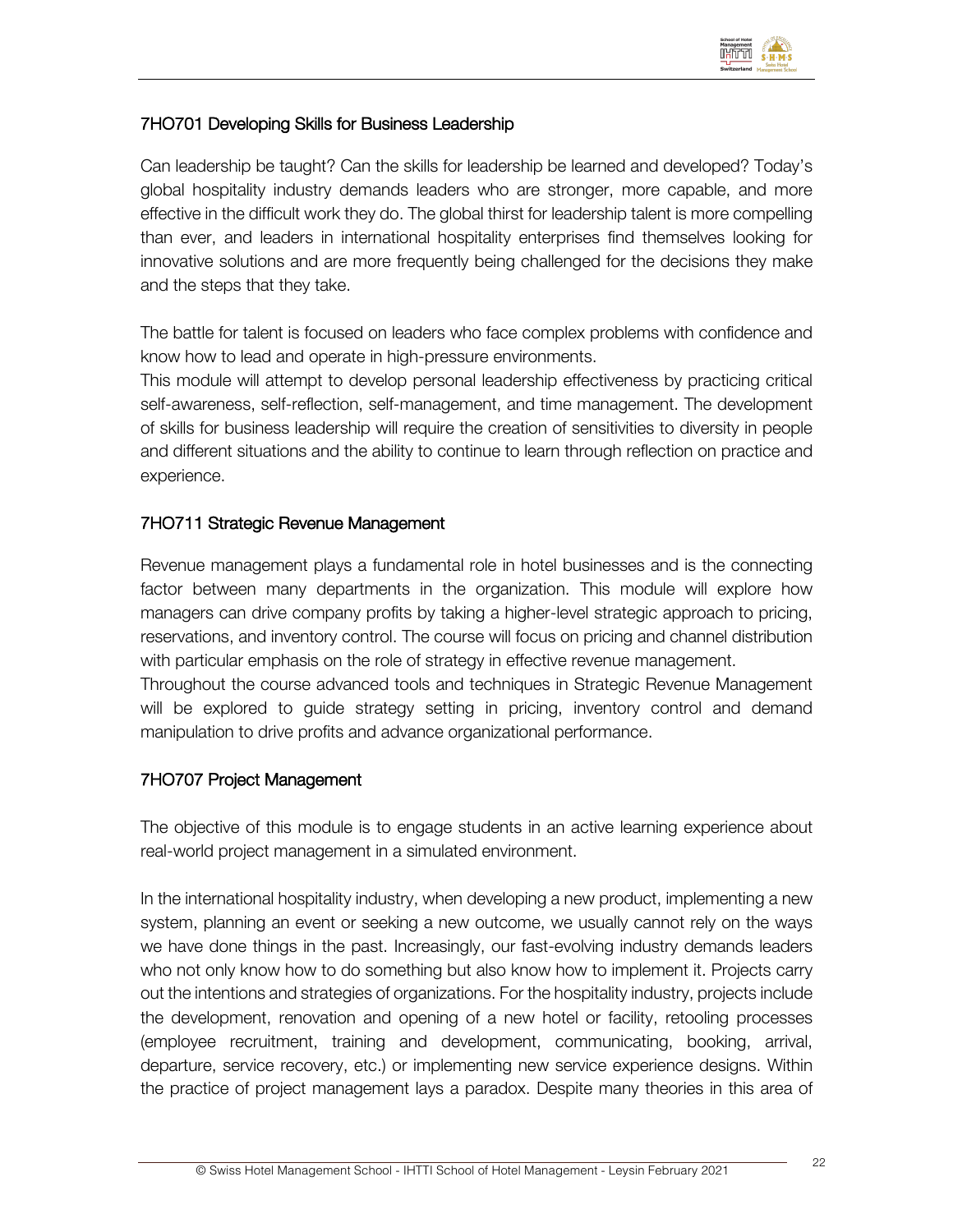### 7HO701 Developing Skills for Business Leadership

Can leadership be taught? Can the skills for leadership be learned and developed? Today's global hospitality industry demands leaders who are stronger, more capable, and more effective in the difficult work they do. The global thirst for leadership talent is more compelling than ever, and leaders in international hospitality enterprises find themselves looking for innovative solutions and are more frequently being challenged for the decisions they make and the steps that they take.

The battle for talent is focused on leaders who face complex problems with confidence and know how to lead and operate in high-pressure environments.
This module will attempt to develop personal leadership effectiveness by practicing critical self-awareness, self-reflection, self-management, and time management. The development of skills for business leadership will require the creation of sensitivities to diversity in people and different situations and the ability to continue to learn through reflection on practice and experience.

### 7HO711 Strategic Revenue Management

Revenue management plays a fundamental role in hotel businesses and is the connecting factor between many departments in the organization. This module will explore how managers can drive company profits by taking a higher-level strategic approach to pricing, reservations, and inventory control. The course will focus on pricing and channel distribution with particular emphasis on the role of strategy in effective revenue management.
Throughout the course advanced tools and techniques in Strategic Revenue Management will be explored to guide strategy setting in pricing, inventory control and demand manipulation to drive profits and advance organizational performance.

### 7HO707 Project Management

The objective of this module is to engage students in an active learning experience about real-world project management in a simulated environment.

In the international hospitality industry, when developing a new product, implementing a new system, planning an event or seeking a new outcome, we usually cannot rely on the ways we have done things in the past. Increasingly, our fast-evolving industry demands leaders who not only know how to do something but also know how to implement it. Projects carry out the intentions and strategies of organizations. For the hospitality industry, projects include the development, renovation and opening of a new hotel or facility, retooling processes (employee recruitment, training and development, communicating, booking, arrival, departure, service recovery, etc.) or implementing new service experience designs. Within the practice of project management lays a paradox. Despite many theories in this area of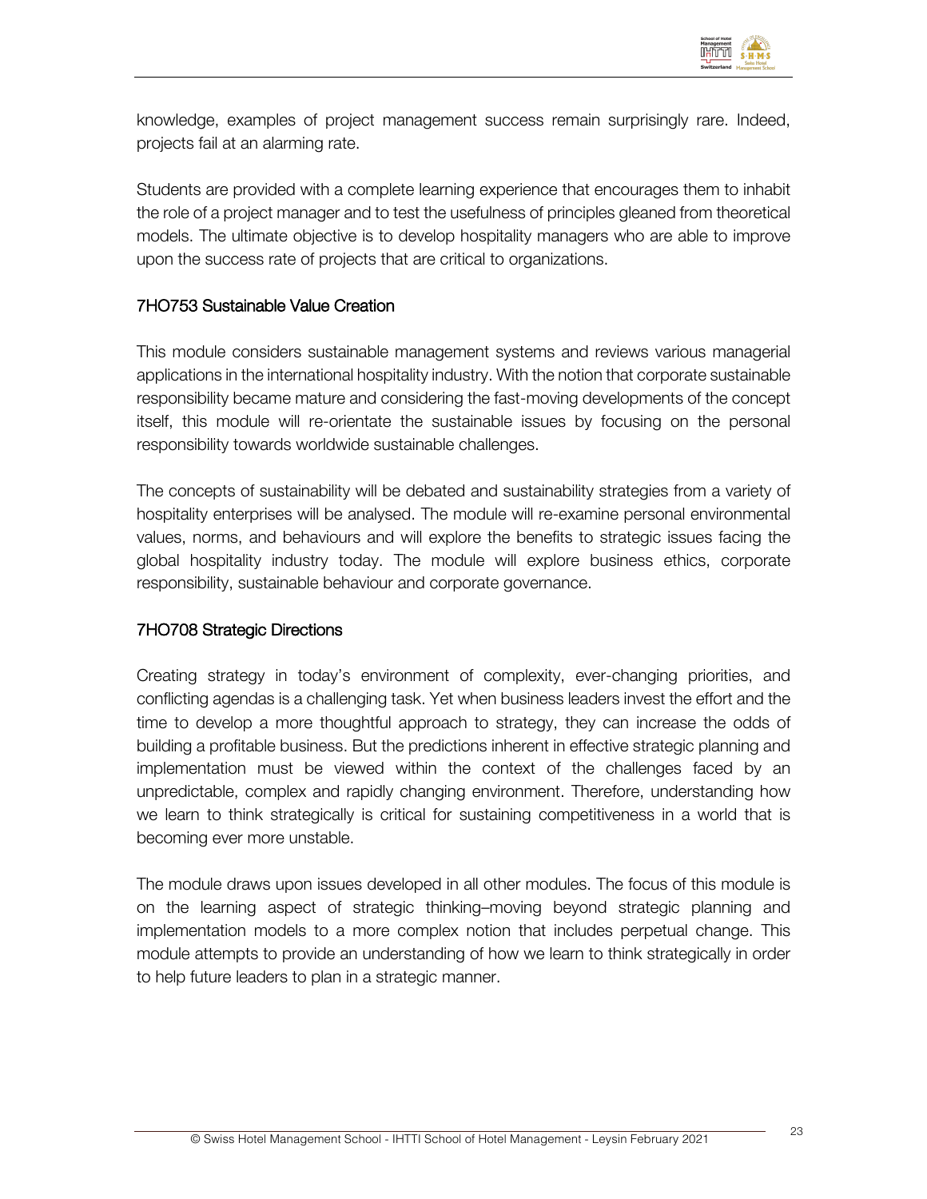knowledge, examples of project management success remain surprisingly rare. Indeed, projects fail at an alarming rate.

Students are provided with a complete learning experience that encourages them to inhabit the role of a project manager and to test the usefulness of principles gleaned from theoretical models. The ultimate objective is to develop hospitality managers who are able to improve upon the success rate of projects that are critical to organizations.

### 7HO753 Sustainable Value Creation

This module considers sustainable management systems and reviews various managerial applications in the international hospitality industry. With the notion that corporate sustainable responsibility became mature and considering the fast-moving developments of the concept itself, this module will re-orientate the sustainable issues by focusing on the personal responsibility towards worldwide sustainable challenges.

The concepts of sustainability will be debated and sustainability strategies from a variety of hospitality enterprises will be analysed. The module will re-examine personal environmental values, norms, and behaviours and will explore the benefits to strategic issues facing the global hospitality industry today. The module will explore business ethics, corporate responsibility, sustainable behaviour and corporate governance.

### 7HO708 Strategic Directions

Creating strategy in today's environment of complexity, ever-changing priorities, and conflicting agendas is a challenging task. Yet when business leaders invest the effort and the time to develop a more thoughtful approach to strategy, they can increase the odds of building a profitable business. But the predictions inherent in effective strategic planning and implementation must be viewed within the context of the challenges faced by an unpredictable, complex and rapidly changing environment. Therefore, understanding how we learn to think strategically is critical for sustaining competitiveness in a world that is becoming ever more unstable.

The module draws upon issues developed in all other modules. The focus of this module is on the learning aspect of strategic thinking–moving beyond strategic planning and implementation models to a more complex notion that includes perpetual change. This module attempts to provide an understanding of how we learn to think strategically in order to help future leaders to plan in a strategic manner.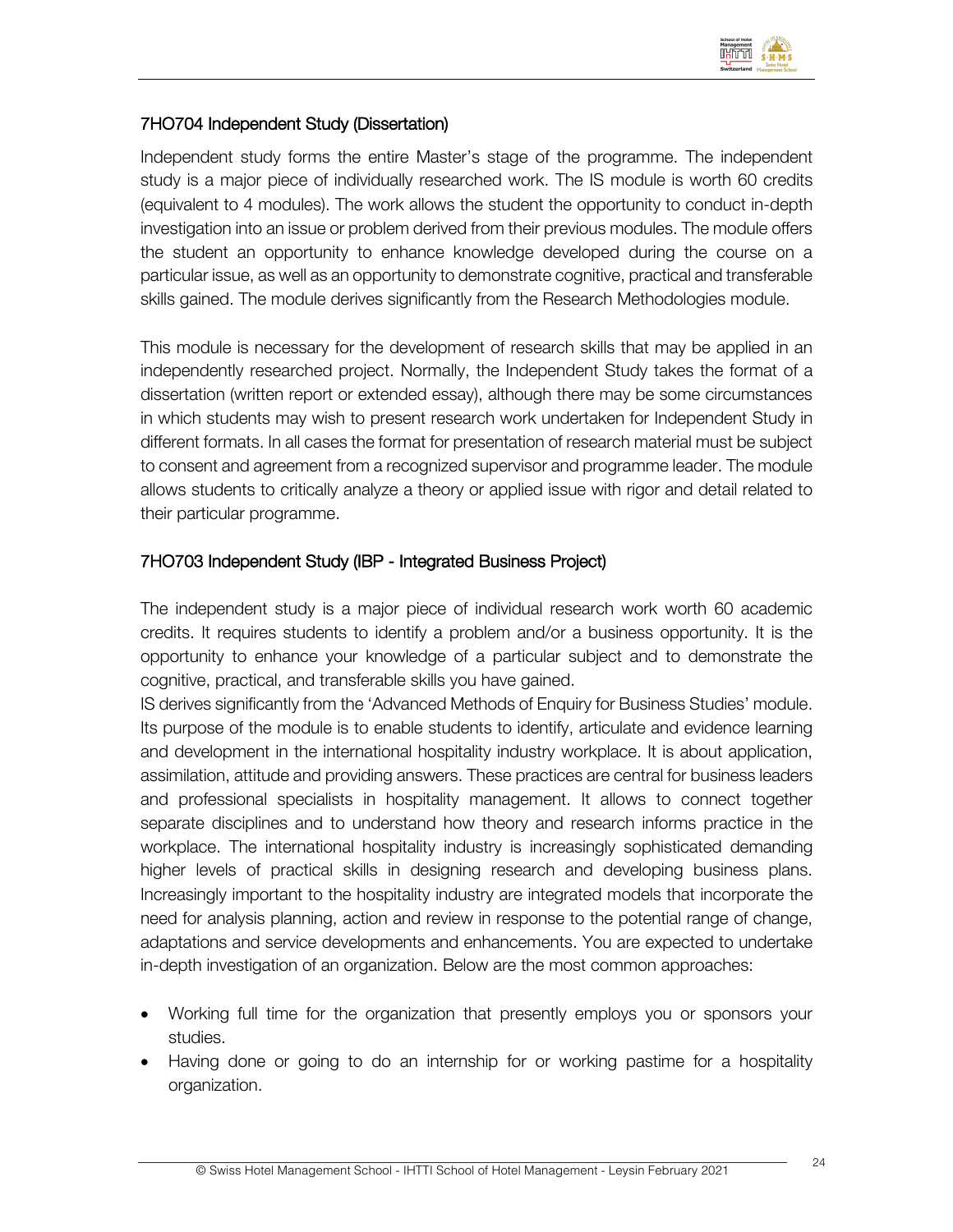### 7HO704 Independent Study (Dissertation)

Independent study forms the entire Master's stage of the programme. The independent study is a major piece of individually researched work. The IS module is worth 60 credits (equivalent to 4 modules). The work allows the student the opportunity to conduct in-depth investigation into an issue or problem derived from their previous modules. The module offers the student an opportunity to enhance knowledge developed during the course on a particular issue, as well as an opportunity to demonstrate cognitive, practical and transferable skills gained. The module derives significantly from the Research Methodologies module.

This module is necessary for the development of research skills that may be applied in an independently researched project. Normally, the Independent Study takes the format of a dissertation (written report or extended essay), although there may be some circumstances in which students may wish to present research work undertaken for Independent Study in different formats. In all cases the format for presentation of research material must be subject to consent and agreement from a recognized supervisor and programme leader. The module allows students to critically analyze a theory or applied issue with rigor and detail related to their particular programme.

### 7HO703 Independent Study (IBP - Integrated Business Project)

The independent study is a major piece of individual research work worth 60 academic credits. It requires students to identify a problem and/or a business opportunity. It is the opportunity to enhance your knowledge of a particular subject and to demonstrate the cognitive, practical, and transferable skills you have gained.
IS derives significantly from the 'Advanced Methods of Enquiry for Business Studies' module. Its purpose of the module is to enable students to identify, articulate and evidence learning and development in the international hospitality industry workplace. It is about application, assimilation, attitude and providing answers. These practices are central for business leaders and professional specialists in hospitality management. It allows to connect together separate disciplines and to understand how theory and research informs practice in the workplace. The international hospitality industry is increasingly sophisticated demanding higher levels of practical skills in designing research and developing business plans. Increasingly important to the hospitality industry are integrated models that incorporate the need for analysis planning, action and review in response to the potential range of change, adaptations and service developments and enhancements. You are expected to undertake in-depth investigation of an organization. Below are the most common approaches:

- Working full time for the organization that presently employs you or sponsors your studies.
- Having done or going to do an internship for or working pastime for a hospitality organization.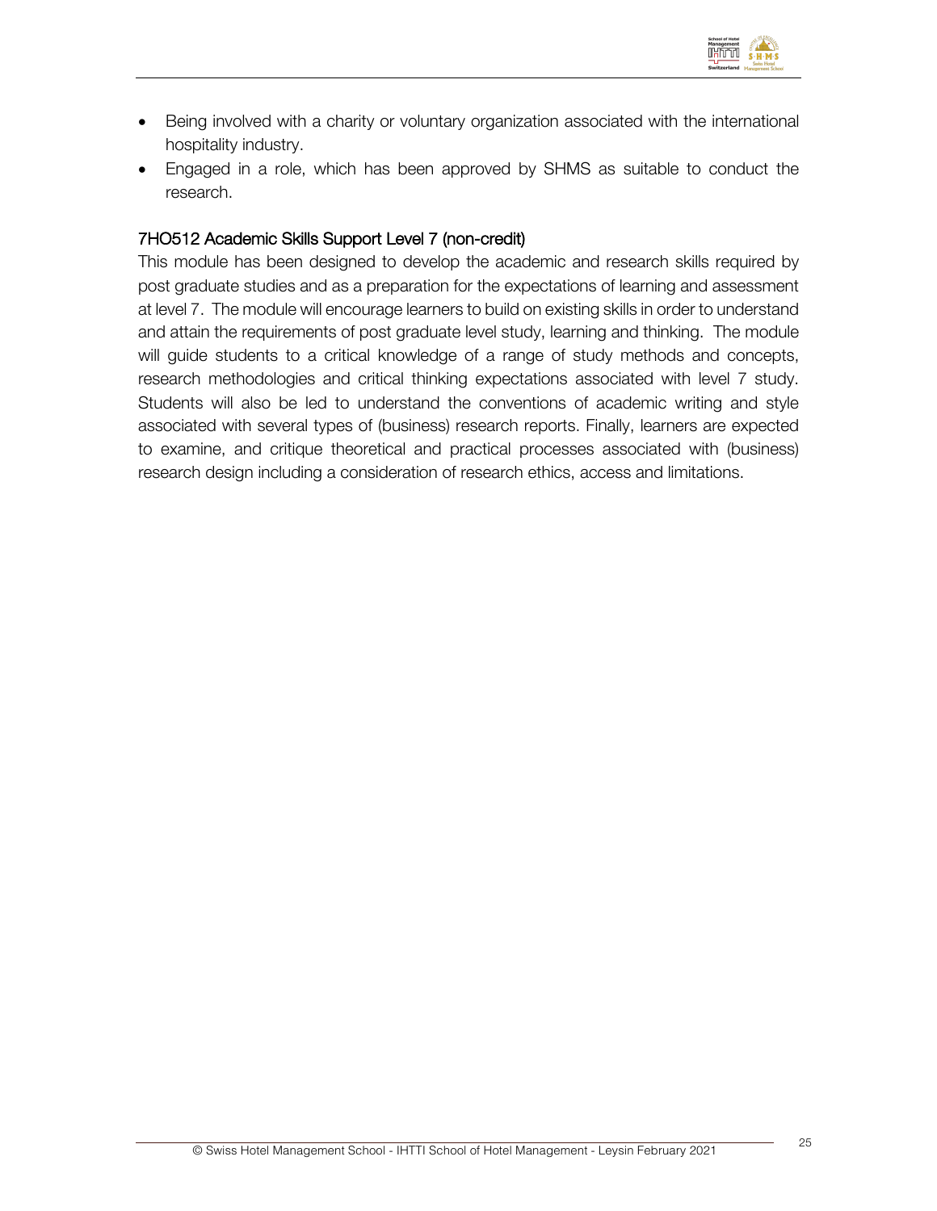- Being involved with a charity or voluntary organization associated with the international hospitality industry.
- Engaged in a role, which has been approved by SHMS as suitable to conduct the research.

### 7HO512 Academic Skills Support Level 7 (non-credit)

This module has been designed to develop the academic and research skills required by post graduate studies and as a preparation for the expectations of learning and assessment at level 7. The module will encourage learners to build on existing skills in order to understand and attain the requirements of post graduate level study, learning and thinking. The module will guide students to a critical knowledge of a range of study methods and concepts, research methodologies and critical thinking expectations associated with level 7 study. Students will also be led to understand the conventions of academic writing and style associated with several types of (business) research reports. Finally, learners are expected to examine, and critique theoretical and practical processes associated with (business) research design including a consideration of research ethics, access and limitations.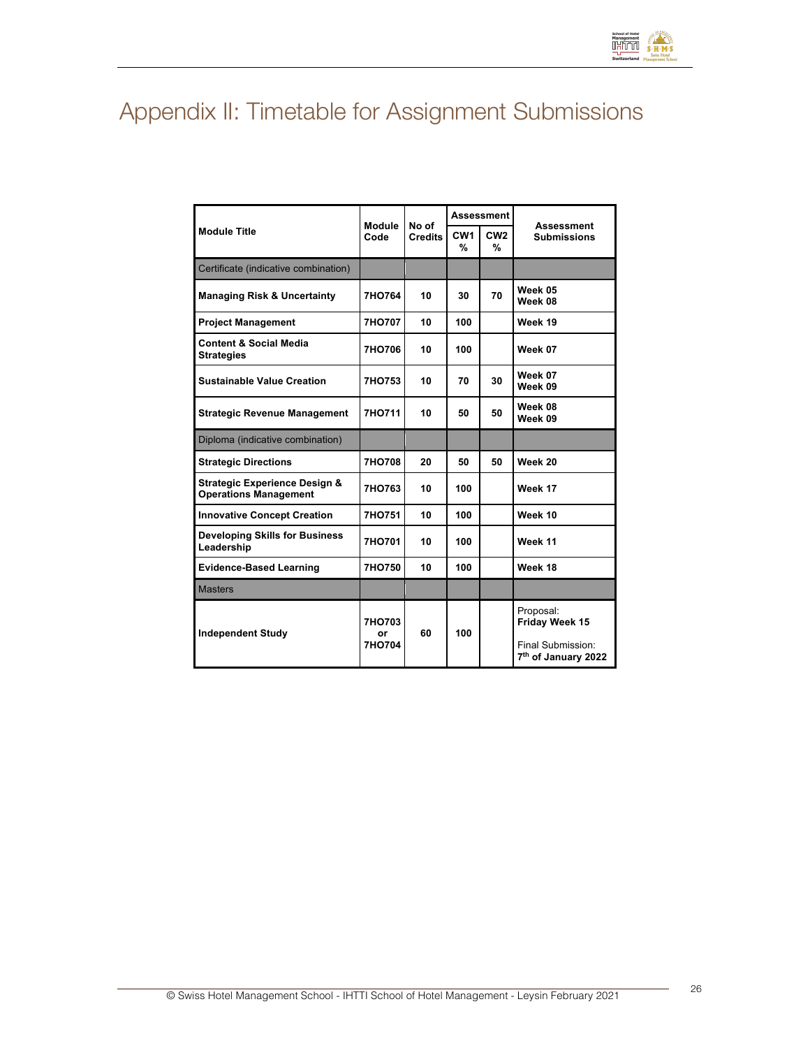# Appendix II: Timetable for Assignment Submissions

| Module Title | Module Code | No of Credits | Assessment | | Assessment Submissions |
|---|---|---|---|---|---|
| | | | CW1 % | CW2 % | |
| Certificate (indicative combination) | | | | | |
| **Managing Risk & Uncertainty** | **7HO764** | **10** | **30** | **70** | **Week 05**<br>**Week 08** |
| **Project Management** | **7HO707** | **10** | **100** | | **Week 19** |
| **Content & Social Media Strategies** | **7HO706** | **10** | **100** | | **Week 07** |
| **Sustainable Value Creation** | **7HO753** | **10** | **70** | **30** | **Week 07**<br>**Week 09** |
| **Strategic Revenue Management** | **7HO711** | **10** | **50** | **50** | **Week 08**<br>**Week 09** |
| Diploma (indicative combination) | | | | | |
| **Strategic Directions** | **7HO708** | **20** | **50** | **50** | **Week 20** |
| **Strategic Experience Design & Operations Management** | **7HO763** | **10** | **100** | | **Week 17** |
| **Innovative Concept Creation** | **7HO751** | **10** | **100** | | **Week 10** |
| **Developing Skills for Business Leadership** | **7HO701** | **10** | **100** | | **Week 11** |
| **Evidence-Based Learning** | **7HO750** | **10** | **100** | | **Week 18** |
| Masters | | | | | |
| **Independent Study** | **7HO703 or 7HO704** | **60** | **100** | | Proposal:<br>**Friday Week 15**<br><br>Final Submission:<br>**7th of January 2022** |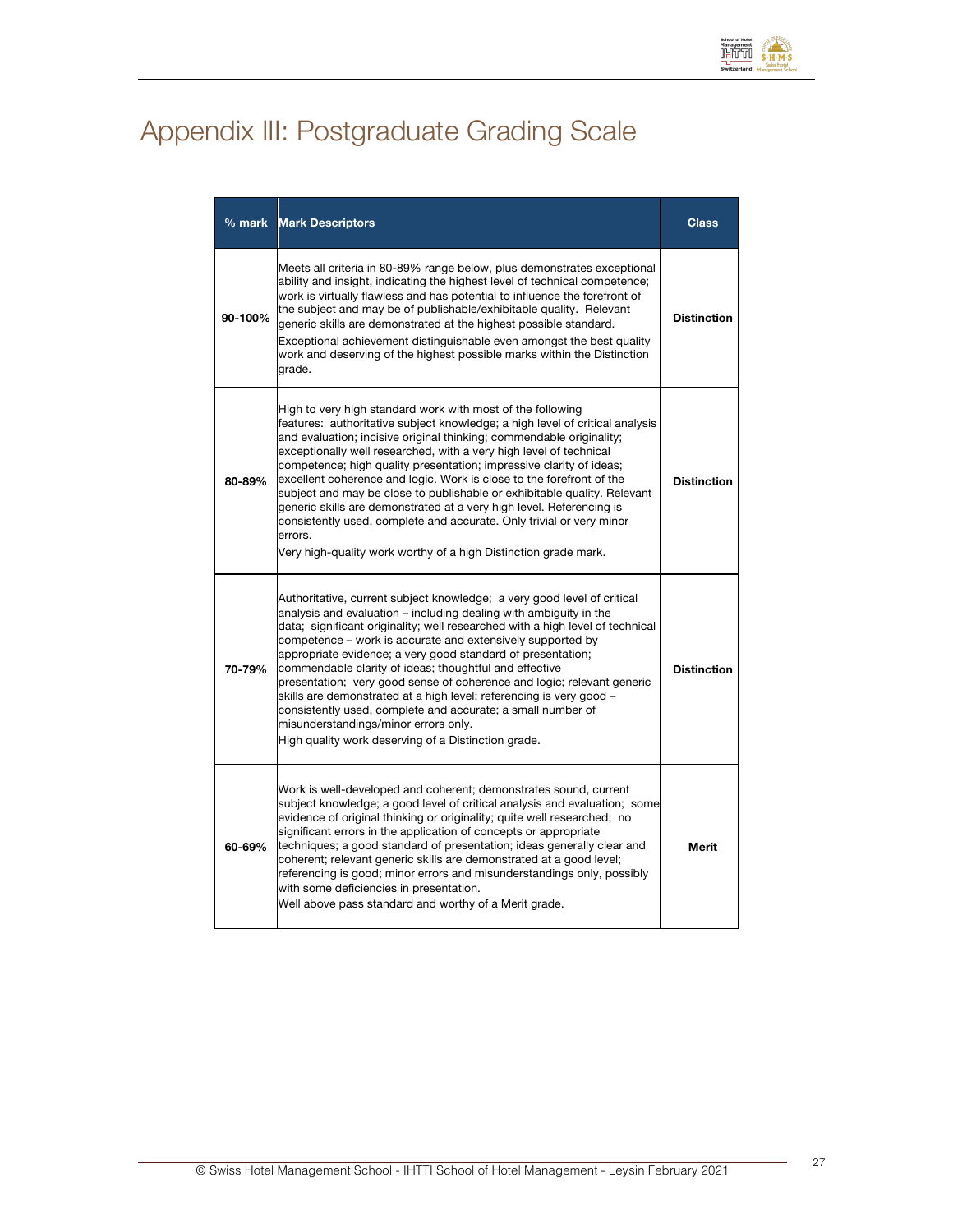# Appendix III: Postgraduate Grading Scale

| % mark | Mark Descriptors | Class |
|---|---|---|
| 90-100% | Meets all criteria in 80-89% range below, plus demonstrates exceptional ability and insight, indicating the highest level of technical competence; work is virtually flawless and has potential to influence the forefront of the subject and may be of publishable/exhibitable quality. Relevant generic skills are demonstrated at the highest possible standard.<br>Exceptional achievement distinguishable even amongst the best quality work and deserving of the highest possible marks within the Distinction grade. | **Distinction** |
| 80-89% | High to very high standard work with most of the following features: authoritative subject knowledge; a high level of critical analysis and evaluation; incisive original thinking; commendable originality; exceptionally well researched, with a very high level of technical competence; high quality presentation; impressive clarity of ideas; excellent coherence and logic. Work is close to the forefront of the subject and may be close to publishable or exhibitable quality. Relevant generic skills are demonstrated at a very high level. Referencing is consistently used, complete and accurate. Only trivial or very minor errors.<br>Very high-quality work worthy of a high Distinction grade mark. | **Distinction** |
| 70-79% | Authoritative, current subject knowledge; a very good level of critical analysis and evaluation – including dealing with ambiguity in the data; significant originality; well researched with a high level of technical competence – work is accurate and extensively supported by appropriate evidence; a very good standard of presentation; commendable clarity of ideas; thoughtful and effective presentation; very good sense of coherence and logic; relevant generic skills are demonstrated at a high level; referencing is very good – consistently used, complete and accurate; a small number of misunderstandings/minor errors only.<br>High quality work deserving of a Distinction grade. | **Distinction** |
| 60-69% | Work is well-developed and coherent; demonstrates sound, current subject knowledge; a good level of critical analysis and evaluation; some evidence of original thinking or originality; quite well researched; no significant errors in the application of concepts or appropriate techniques; a good standard of presentation; ideas generally clear and coherent; relevant generic skills are demonstrated at a good level; referencing is good; minor errors and misunderstandings only, possibly with some deficiencies in presentation.<br>Well above pass standard and worthy of a Merit grade. | **Merit** |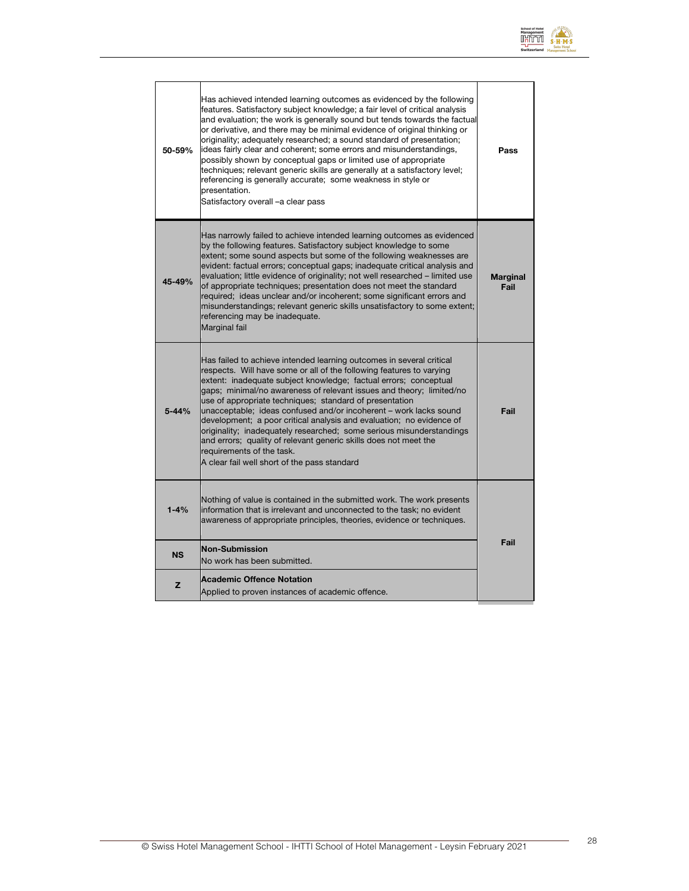| | | |
|---|---|---|
| 50-59% | Has achieved intended learning outcomes as evidenced by the following features. Satisfactory subject knowledge; a fair level of critical analysis and evaluation; the work is generally sound but tends towards the factual or derivative, and there may be minimal evidence of original thinking or originality; adequately researched; a sound standard of presentation; ideas fairly clear and coherent; some errors and misunderstandings, possibly shown by conceptual gaps or limited use of appropriate techniques; relevant generic skills are generally at a satisfactory level; referencing is generally accurate; some weakness in style or presentation.<br>Satisfactory overall –a clear pass | **Pass** |
| 45-49% | Has narrowly failed to achieve intended learning outcomes as evidenced by the following features. Satisfactory subject knowledge to some extent; some sound aspects but some of the following weaknesses are evident: factual errors; conceptual gaps; inadequate critical analysis and evaluation; little evidence of originality; not well researched – limited use of appropriate techniques; presentation does not meet the standard required; ideas unclear and/or incoherent; some significant errors and misunderstandings; relevant generic skills unsatisfactory to some extent; referencing may be inadequate.<br>Marginal fail | **Marginal Fail** |
| 5-44% | Has failed to achieve intended learning outcomes in several critical respects. Will have some or all of the following features to varying extent: inadequate subject knowledge; factual errors; conceptual gaps; minimal/no awareness of relevant issues and theory; limited/no use of appropriate techniques; standard of presentation unacceptable; ideas confused and/or incoherent – work lacks sound development; a poor critical analysis and evaluation; no evidence of originality; inadequately researched; some serious misunderstandings and errors; quality of relevant generic skills does not meet the requirements of the task.<br>A clear fail well short of the pass standard | **Fail** |
| 1-4% | Nothing of value is contained in the submitted work. The work presents information that is irrelevant and unconnected to the task; no evident awareness of appropriate principles, theories, evidence or techniques. | **Fail** |
| NS | **Non-Submission**<br>No work has been submitted. | |
| Z | **Academic Offence Notation**<br>Applied to proven instances of academic offence. | |